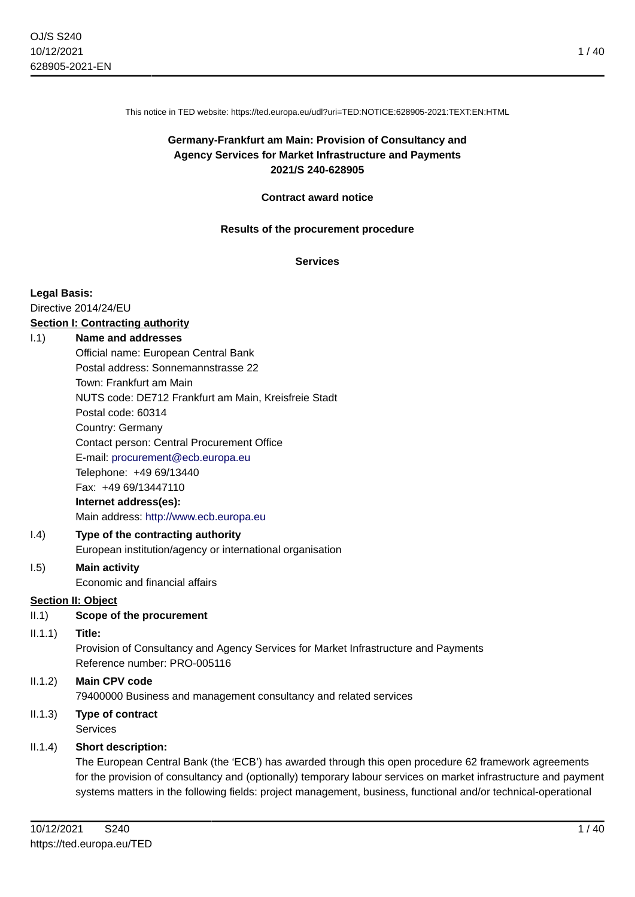This notice in TED website: https://ted.europa.eu/udl?uri=TED:NOTICE:628905-2021:TEXT:EN:HTML

**Germany-Frankfurt am Main: Provision of Consultancy and Agency Services for Market Infrastructure and Payments**
**2021/S 240-628905**

**Contract award notice**

**Results of the procurement procedure**

**Services**

**Legal Basis:**
Directive 2014/24/EU

**Section I: Contracting authority**

I.1) **Name and addresses**
Official name: European Central Bank
Postal address: Sonnemannstrasse 22
Town: Frankfurt am Main
NUTS code: DE712 Frankfurt am Main, Kreisfreie Stadt
Postal code: 60314
Country: Germany
Contact person: Central Procurement Office
E-mail: procurement@ecb.europa.eu
Telephone: +49 69/13440
Fax: +49 69/13447110
**Internet address(es):**
Main address: http://www.ecb.europa.eu

I.4) **Type of the contracting authority**
European institution/agency or international organisation

I.5) **Main activity**
Economic and financial affairs

**Section II: Object**

II.1) **Scope of the procurement**

II.1.1) **Title:**
Provision of Consultancy and Agency Services for Market Infrastructure and Payments
Reference number: PRO-005116

II.1.2) **Main CPV code**
79400000 Business and management consultancy and related services

II.1.3) **Type of contract**
Services

II.1.4) **Short description:**
The European Central Bank (the 'ECB') has awarded through this open procedure 62 framework agreements for the provision of consultancy and (optionally) temporary labour services on market infrastructure and payment systems matters in the following fields: project management, business, functional and/or technical-operational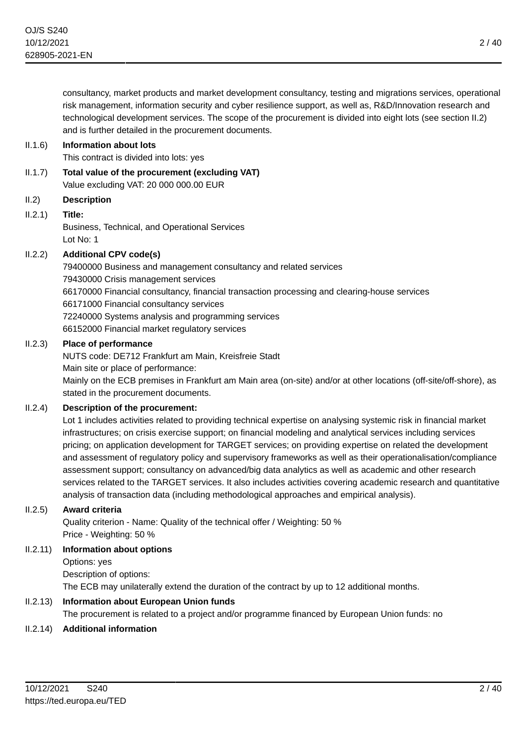consultancy, market products and market development consultancy, testing and migrations services, operational risk management, information security and cyber resilience support, as well as, R&D/Innovation research and technological development services. The scope of the procurement is divided into eight lots (see section II.2) and is further detailed in the procurement documents.

II.1.6) **Information about lots**

This contract is divided into lots: yes

II.1.7) **Total value of the procurement (excluding VAT)**

Value excluding VAT: 20 000 000.00 EUR

II.2) **Description**

II.2.1) **Title:**

Business, Technical, and Operational Services

Lot No: 1

II.2.2) **Additional CPV code(s)**

79400000 Business and management consultancy and related services

79430000 Crisis management services

66170000 Financial consultancy, financial transaction processing and clearing-house services

66171000 Financial consultancy services

72240000 Systems analysis and programming services

66152000 Financial market regulatory services

II.2.3) **Place of performance**

NUTS code: DE712 Frankfurt am Main, Kreisfreie Stadt

Main site or place of performance:

Mainly on the ECB premises in Frankfurt am Main area (on-site) and/or at other locations (off-site/off-shore), as stated in the procurement documents.

II.2.4) **Description of the procurement:**

Lot 1 includes activities related to providing technical expertise on analysing systemic risk in financial market infrastructures; on crisis exercise support; on financial modeling and analytical services including services pricing; on application development for TARGET services; on providing expertise on related the development and assessment of regulatory policy and supervisory frameworks as well as their operationalisation/compliance assessment support; consultancy on advanced/big data analytics as well as academic and other research services related to the TARGET services. It also includes activities covering academic research and quantitative analysis of transaction data (including methodological approaches and empirical analysis).

II.2.5) **Award criteria**

Quality criterion - Name: Quality of the technical offer / Weighting: 50 %

Price - Weighting: 50 %

II.2.11) **Information about options**

Options: yes

Description of options:

The ECB may unilaterally extend the duration of the contract by up to 12 additional months.

II.2.13) **Information about European Union funds**

The procurement is related to a project and/or programme financed by European Union funds: no

II.2.14) **Additional information**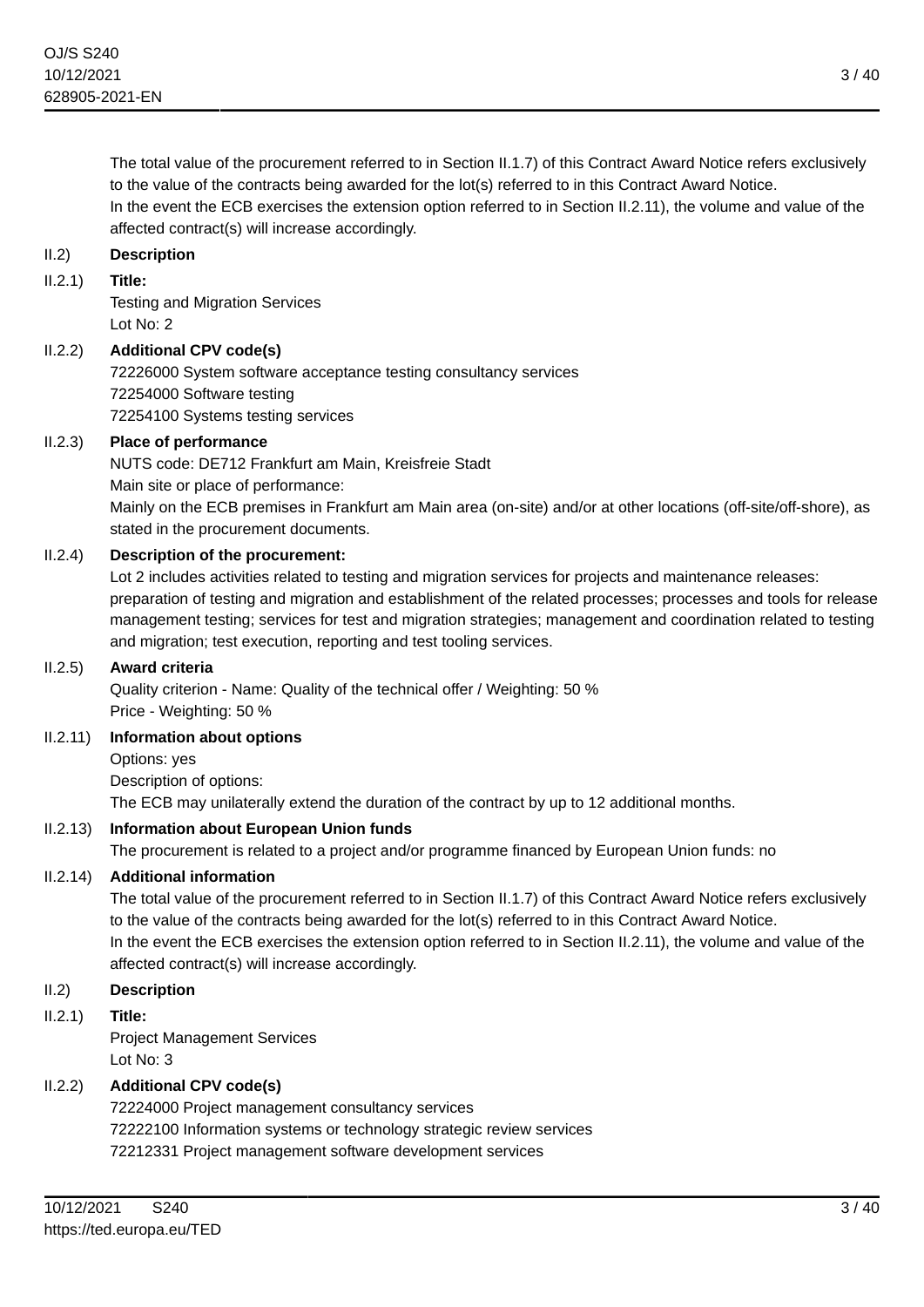The total value of the procurement referred to in Section II.1.7) of this Contract Award Notice refers exclusively to the value of the contracts being awarded for the lot(s) referred to in this Contract Award Notice.
In the event the ECB exercises the extension option referred to in Section II.2.11), the volume and value of the affected contract(s) will increase accordingly.

## II.2) Description

### II.2.1) Title:

Testing and Migration Services
Lot No: 2

### II.2.2) Additional CPV code(s)

72226000 System software acceptance testing consultancy services
72254000 Software testing
72254100 Systems testing services

### II.2.3) Place of performance

NUTS code: DE712 Frankfurt am Main, Kreisfreie Stadt
Main site or place of performance:
Mainly on the ECB premises in Frankfurt am Main area (on-site) and/or at other locations (off-site/off-shore), as stated in the procurement documents.

### II.2.4) Description of the procurement:

Lot 2 includes activities related to testing and migration services for projects and maintenance releases: preparation of testing and migration and establishment of the related processes; processes and tools for release management testing; services for test and migration strategies; management and coordination related to testing and migration; test execution, reporting and test tooling services.

### II.2.5) Award criteria

Quality criterion - Name: Quality of the technical offer / Weighting: 50 %
Price - Weighting: 50 %

### II.2.11) Information about options

Options: yes
Description of options:
The ECB may unilaterally extend the duration of the contract by up to 12 additional months.

### II.2.13) Information about European Union funds

The procurement is related to a project and/or programme financed by European Union funds: no

### II.2.14) Additional information

The total value of the procurement referred to in Section II.1.7) of this Contract Award Notice refers exclusively to the value of the contracts being awarded for the lot(s) referred to in this Contract Award Notice.
In the event the ECB exercises the extension option referred to in Section II.2.11), the volume and value of the affected contract(s) will increase accordingly.

## II.2) Description

### II.2.1) Title:

Project Management Services
Lot No: 3

### II.2.2) Additional CPV code(s)

72224000 Project management consultancy services
72222100 Information systems or technology strategic review services
72212331 Project management software development services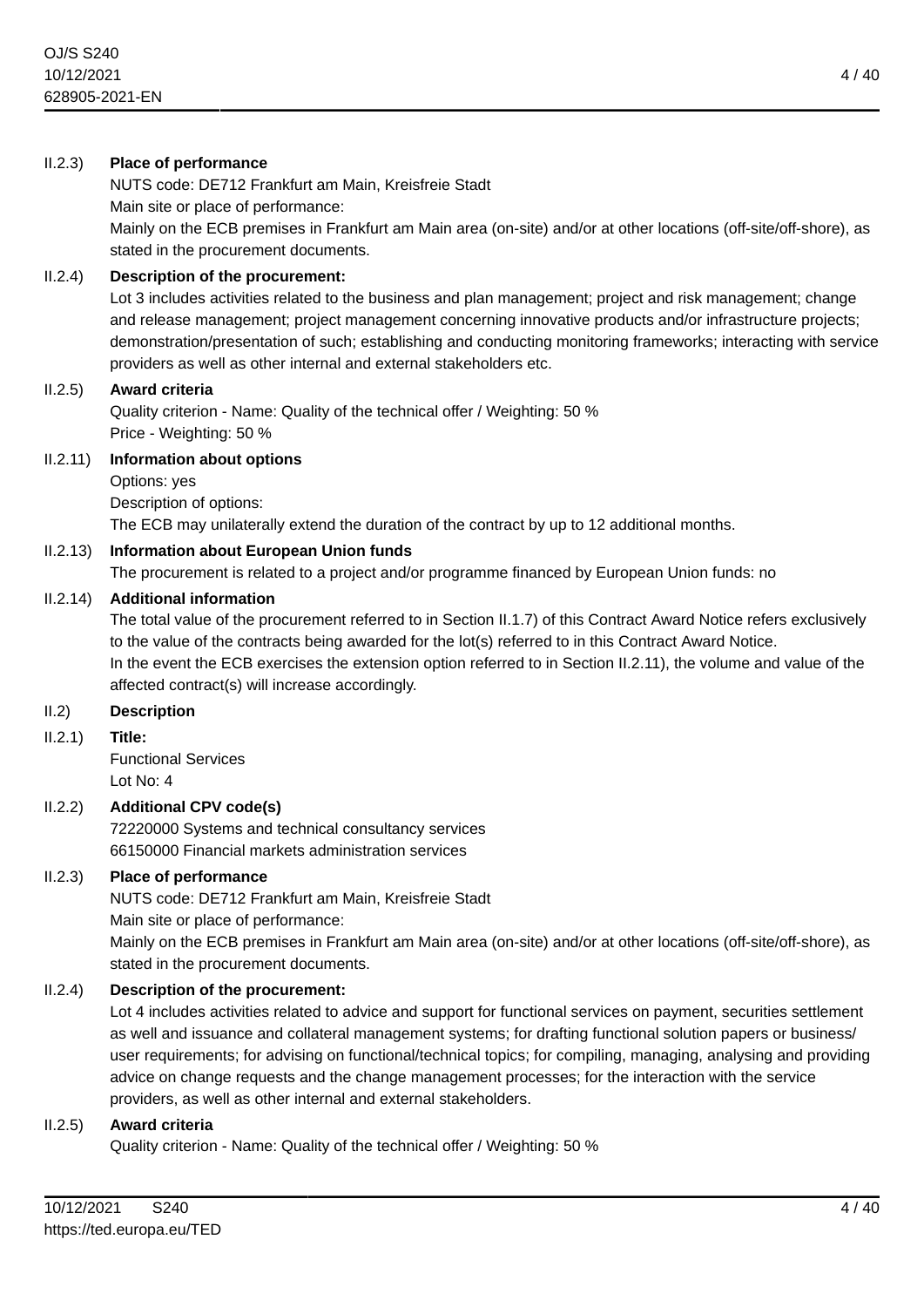II.2.3) **Place of performance**

NUTS code: DE712 Frankfurt am Main, Kreisfreie Stadt

Main site or place of performance:

Mainly on the ECB premises in Frankfurt am Main area (on-site) and/or at other locations (off-site/off-shore), as stated in the procurement documents.

II.2.4) **Description of the procurement:**

Lot 3 includes activities related to the business and plan management; project and risk management; change and release management; project management concerning innovative products and/or infrastructure projects; demonstration/presentation of such; establishing and conducting monitoring frameworks; interacting with service providers as well as other internal and external stakeholders etc.

II.2.5) **Award criteria**

Quality criterion - Name: Quality of the technical offer / Weighting: 50 %

Price - Weighting: 50 %

II.2.11) **Information about options**

Options: yes

Description of options:

The ECB may unilaterally extend the duration of the contract by up to 12 additional months.

II.2.13) **Information about European Union funds**

The procurement is related to a project and/or programme financed by European Union funds: no

II.2.14) **Additional information**

The total value of the procurement referred to in Section II.1.7) of this Contract Award Notice refers exclusively to the value of the contracts being awarded for the lot(s) referred to in this Contract Award Notice.

In the event the ECB exercises the extension option referred to in Section II.2.11), the volume and value of the affected contract(s) will increase accordingly.

II.2) **Description**

II.2.1) **Title:**

Functional Services

Lot No: 4

II.2.2) **Additional CPV code(s)**

72220000 Systems and technical consultancy services

66150000 Financial markets administration services

II.2.3) **Place of performance**

NUTS code: DE712 Frankfurt am Main, Kreisfreie Stadt

Main site or place of performance:

Mainly on the ECB premises in Frankfurt am Main area (on-site) and/or at other locations (off-site/off-shore), as stated in the procurement documents.

II.2.4) **Description of the procurement:**

Lot 4 includes activities related to advice and support for functional services on payment, securities settlement as well and issuance and collateral management systems; for drafting functional solution papers or business/ user requirements; for advising on functional/technical topics; for compiling, managing, analysing and providing advice on change requests and the change management processes; for the interaction with the service providers, as well as other internal and external stakeholders.

II.2.5) **Award criteria**

Quality criterion - Name: Quality of the technical offer / Weighting: 50 %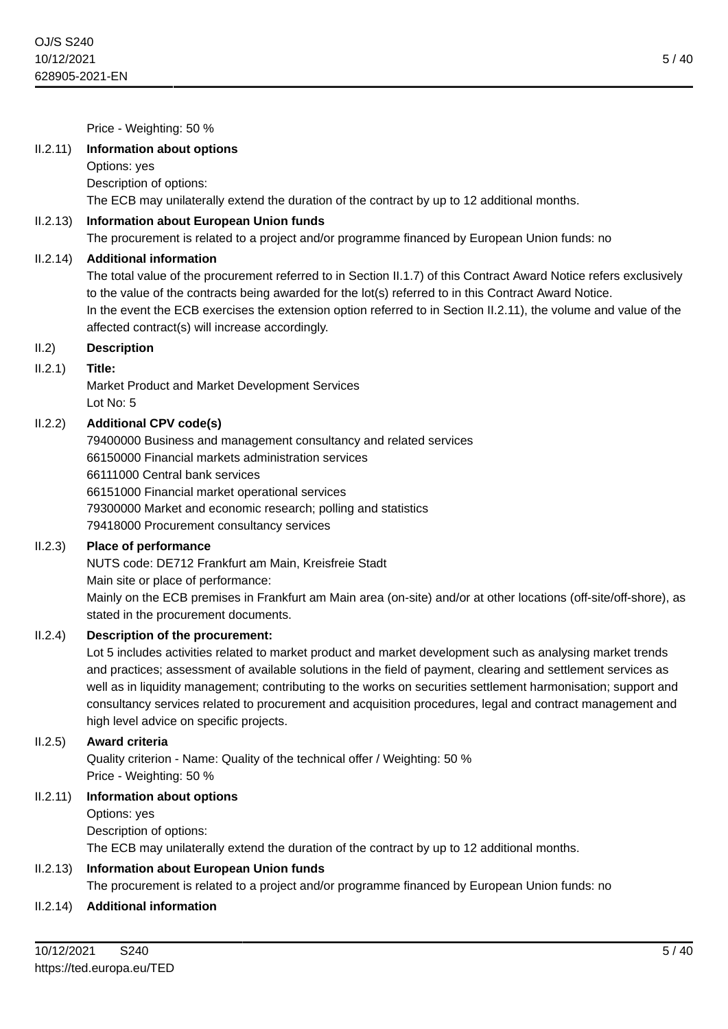Price - Weighting: 50 %

II.2.11) **Information about options**

Options: yes

Description of options:

The ECB may unilaterally extend the duration of the contract by up to 12 additional months.

II.2.13) **Information about European Union funds**

The procurement is related to a project and/or programme financed by European Union funds: no

II.2.14) **Additional information**

The total value of the procurement referred to in Section II.1.7) of this Contract Award Notice refers exclusively to the value of the contracts being awarded for the lot(s) referred to in this Contract Award Notice.
In the event the ECB exercises the extension option referred to in Section II.2.11), the volume and value of the affected contract(s) will increase accordingly.

II.2) **Description**

II.2.1) **Title:**

Market Product and Market Development Services

Lot No: 5

II.2.2) **Additional CPV code(s)**

79400000 Business and management consultancy and related services
66150000 Financial markets administration services
66111000 Central bank services
66151000 Financial market operational services
79300000 Market and economic research; polling and statistics
79418000 Procurement consultancy services

II.2.3) **Place of performance**

NUTS code: DE712 Frankfurt am Main, Kreisfreie Stadt

Main site or place of performance:

Mainly on the ECB premises in Frankfurt am Main area (on-site) and/or at other locations (off-site/off-shore), as stated in the procurement documents.

II.2.4) **Description of the procurement:**

Lot 5 includes activities related to market product and market development such as analysing market trends and practices; assessment of available solutions in the field of payment, clearing and settlement services as well as in liquidity management; contributing to the works on securities settlement harmonisation; support and consultancy services related to procurement and acquisition procedures, legal and contract management and high level advice on specific projects.

II.2.5) **Award criteria**

Quality criterion - Name: Quality of the technical offer / Weighting: 50 %

Price - Weighting: 50 %

II.2.11) **Information about options**

Options: yes

Description of options:

The ECB may unilaterally extend the duration of the contract by up to 12 additional months.

II.2.13) **Information about European Union funds**

The procurement is related to a project and/or programme financed by European Union funds: no

II.2.14) **Additional information**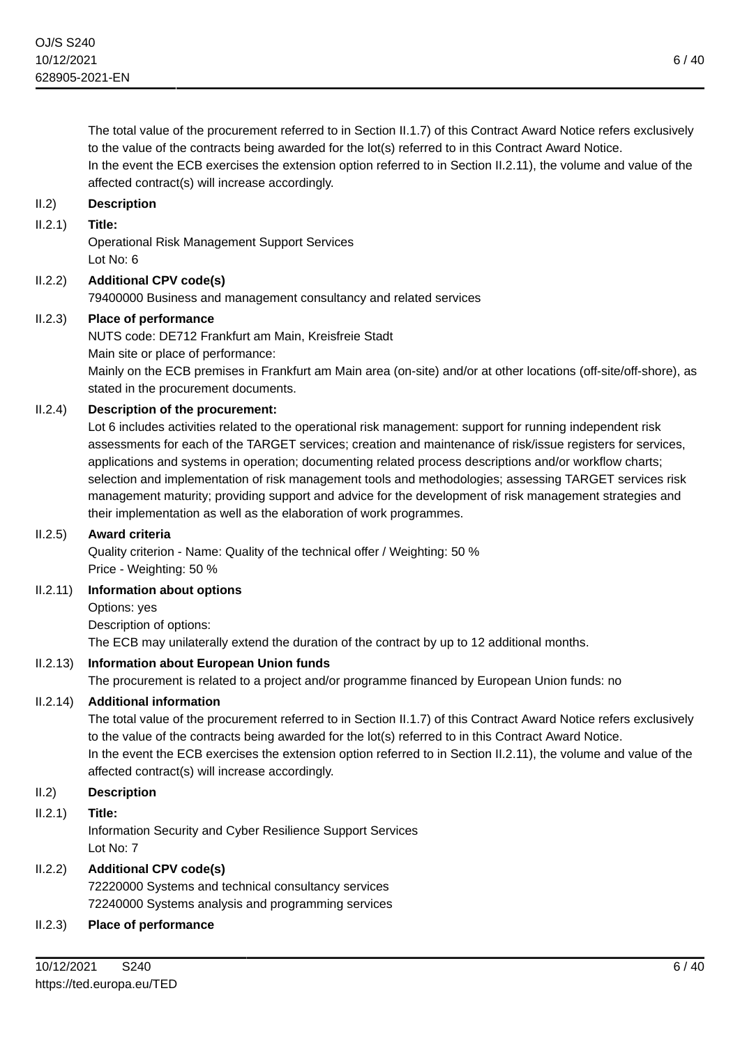The total value of the procurement referred to in Section II.1.7) of this Contract Award Notice refers exclusively to the value of the contracts being awarded for the lot(s) referred to in this Contract Award Notice.
In the event the ECB exercises the extension option referred to in Section II.2.11), the volume and value of the affected contract(s) will increase accordingly.

**II.2) Description**

**II.2.1) Title:**

Operational Risk Management Support Services
Lot No: 6

**II.2.2) Additional CPV code(s)**

79400000 Business and management consultancy and related services

**II.2.3) Place of performance**

NUTS code: DE712 Frankfurt am Main, Kreisfreie Stadt
Main site or place of performance:
Mainly on the ECB premises in Frankfurt am Main area (on-site) and/or at other locations (off-site/off-shore), as stated in the procurement documents.

**II.2.4) Description of the procurement:**

Lot 6 includes activities related to the operational risk management: support for running independent risk assessments for each of the TARGET services; creation and maintenance of risk/issue registers for services, applications and systems in operation; documenting related process descriptions and/or workflow charts; selection and implementation of risk management tools and methodologies; assessing TARGET services risk management maturity; providing support and advice for the development of risk management strategies and their implementation as well as the elaboration of work programmes.

**II.2.5) Award criteria**

Quality criterion - Name: Quality of the technical offer / Weighting: 50 %
Price - Weighting: 50 %

**II.2.11) Information about options**

Options: yes
Description of options:
The ECB may unilaterally extend the duration of the contract by up to 12 additional months.

**II.2.13) Information about European Union funds**

The procurement is related to a project and/or programme financed by European Union funds: no

**II.2.14) Additional information**

The total value of the procurement referred to in Section II.1.7) of this Contract Award Notice refers exclusively to the value of the contracts being awarded for the lot(s) referred to in this Contract Award Notice.
In the event the ECB exercises the extension option referred to in Section II.2.11), the volume and value of the affected contract(s) will increase accordingly.

**II.2) Description**

**II.2.1) Title:**

Information Security and Cyber Resilience Support Services
Lot No: 7

**II.2.2) Additional CPV code(s)**

72220000 Systems and technical consultancy services
72240000 Systems analysis and programming services

**II.2.3) Place of performance**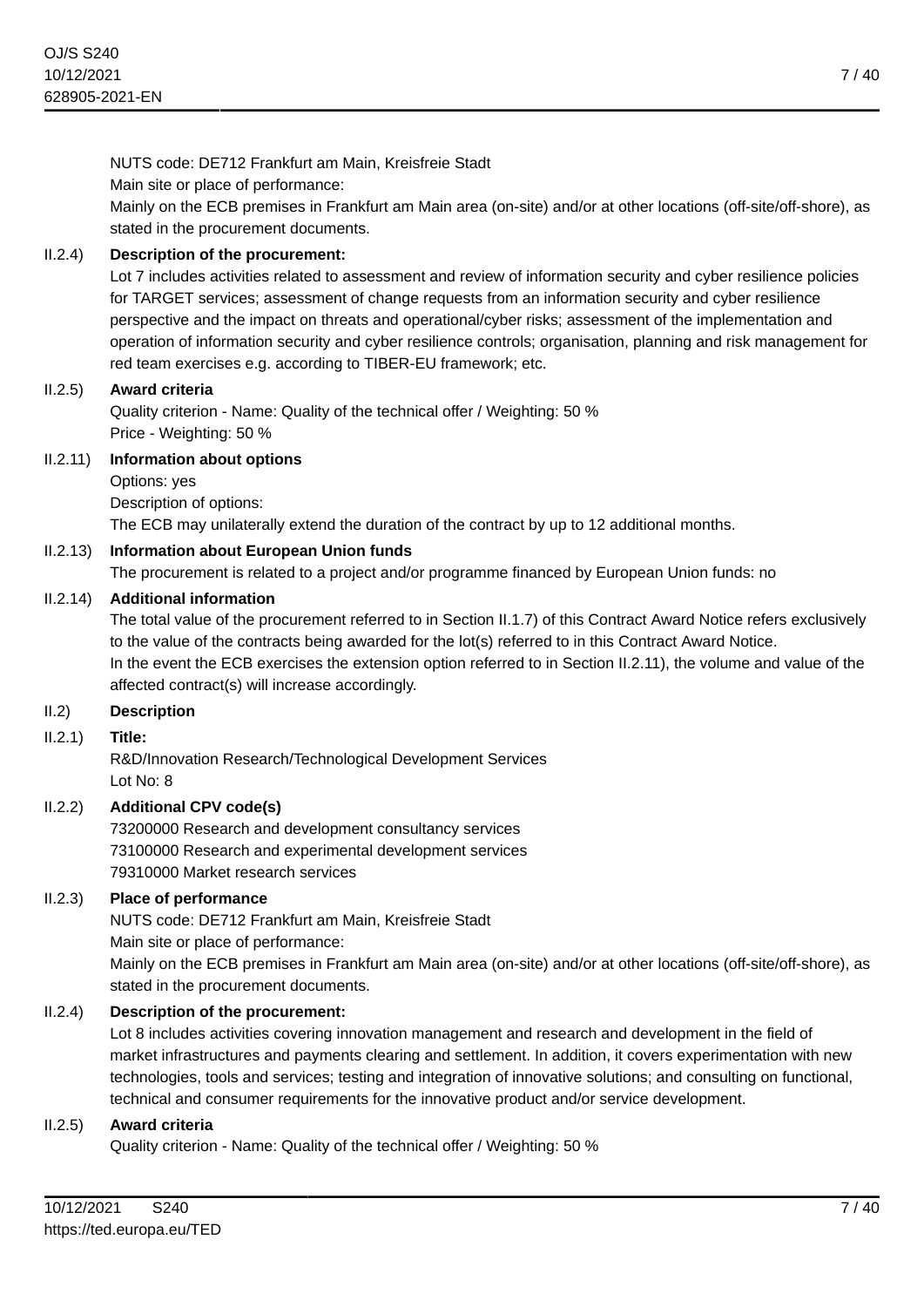NUTS code: DE712 Frankfurt am Main, Kreisfreie Stadt

Main site or place of performance:

Mainly on the ECB premises in Frankfurt am Main area (on-site) and/or at other locations (off-site/off-shore), as stated in the procurement documents.

II.2.4) **Description of the procurement:**

Lot 7 includes activities related to assessment and review of information security and cyber resilience policies for TARGET services; assessment of change requests from an information security and cyber resilience perspective and the impact on threats and operational/cyber risks; assessment of the implementation and operation of information security and cyber resilience controls; organisation, planning and risk management for red team exercises e.g. according to TIBER-EU framework; etc.

II.2.5) **Award criteria**

Quality criterion - Name: Quality of the technical offer / Weighting: 50 %

Price - Weighting: 50 %

II.2.11) **Information about options**

Options: yes

Description of options:

The ECB may unilaterally extend the duration of the contract by up to 12 additional months.

II.2.13) **Information about European Union funds**

The procurement is related to a project and/or programme financed by European Union funds: no

II.2.14) **Additional information**

The total value of the procurement referred to in Section II.1.7) of this Contract Award Notice refers exclusively to the value of the contracts being awarded for the lot(s) referred to in this Contract Award Notice.

In the event the ECB exercises the extension option referred to in Section II.2.11), the volume and value of the affected contract(s) will increase accordingly.

II.2) **Description**

II.2.1) **Title:**

R&D/Innovation Research/Technological Development Services

Lot No: 8

II.2.2) **Additional CPV code(s)**

73200000 Research and development consultancy services

73100000 Research and experimental development services

79310000 Market research services

II.2.3) **Place of performance**

NUTS code: DE712 Frankfurt am Main, Kreisfreie Stadt

Main site or place of performance:

Mainly on the ECB premises in Frankfurt am Main area (on-site) and/or at other locations (off-site/off-shore), as stated in the procurement documents.

II.2.4) **Description of the procurement:**

Lot 8 includes activities covering innovation management and research and development in the field of market infrastructures and payments clearing and settlement. In addition, it covers experimentation with new technologies, tools and services; testing and integration of innovative solutions; and consulting on functional, technical and consumer requirements for the innovative product and/or service development.

II.2.5) **Award criteria**

Quality criterion - Name: Quality of the technical offer / Weighting: 50 %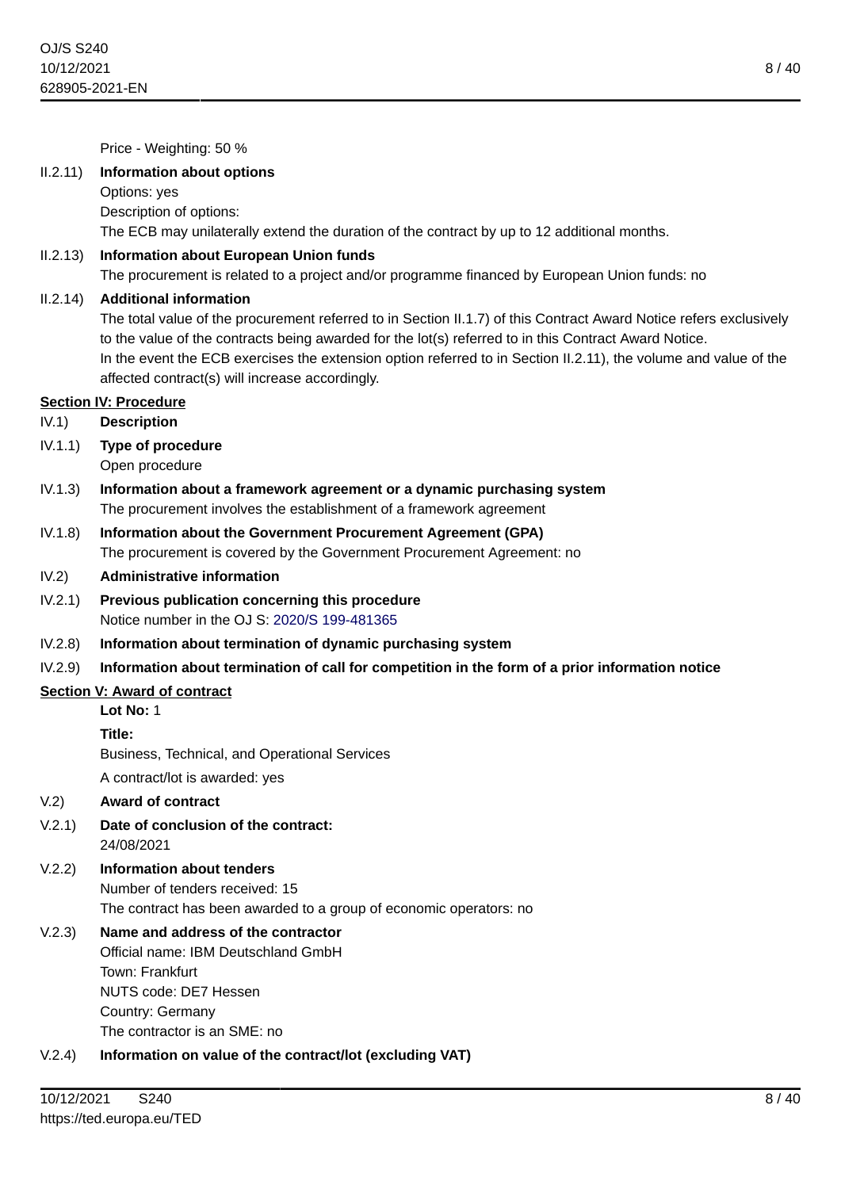Price - Weighting: 50 %

II.2.11) **Information about options**

Options: yes

Description of options:

The ECB may unilaterally extend the duration of the contract by up to 12 additional months.

II.2.13) **Information about European Union funds**

The procurement is related to a project and/or programme financed by European Union funds: no

II.2.14) **Additional information**

The total value of the procurement referred to in Section II.1.7) of this Contract Award Notice refers exclusively to the value of the contracts being awarded for the lot(s) referred to in this Contract Award Notice.

In the event the ECB exercises the extension option referred to in Section II.2.11), the volume and value of the affected contract(s) will increase accordingly.

## Section IV: Procedure

IV.1) **Description**

IV.1.1) **Type of procedure**

Open procedure

IV.1.3) **Information about a framework agreement or a dynamic purchasing system**

The procurement involves the establishment of a framework agreement

IV.1.8) **Information about the Government Procurement Agreement (GPA)**

The procurement is covered by the Government Procurement Agreement: no

IV.2) **Administrative information**

IV.2.1) **Previous publication concerning this procedure**

Notice number in the OJ S: 2020/S 199-481365

IV.2.8) **Information about termination of dynamic purchasing system**

IV.2.9) **Information about termination of call for competition in the form of a prior information notice**

## Section V: Award of contract

**Lot No:** 1

**Title:**

Business, Technical, and Operational Services

A contract/lot is awarded: yes

V.2) **Award of contract**

V.2.1) **Date of conclusion of the contract:**

24/08/2021

V.2.2) **Information about tenders**

Number of tenders received: 15

The contract has been awarded to a group of economic operators: no

V.2.3) **Name and address of the contractor**

Official name: IBM Deutschland GmbH

Town: Frankfurt

NUTS code: DE7 Hessen

Country: Germany

The contractor is an SME: no

V.2.4) **Information on value of the contract/lot (excluding VAT)**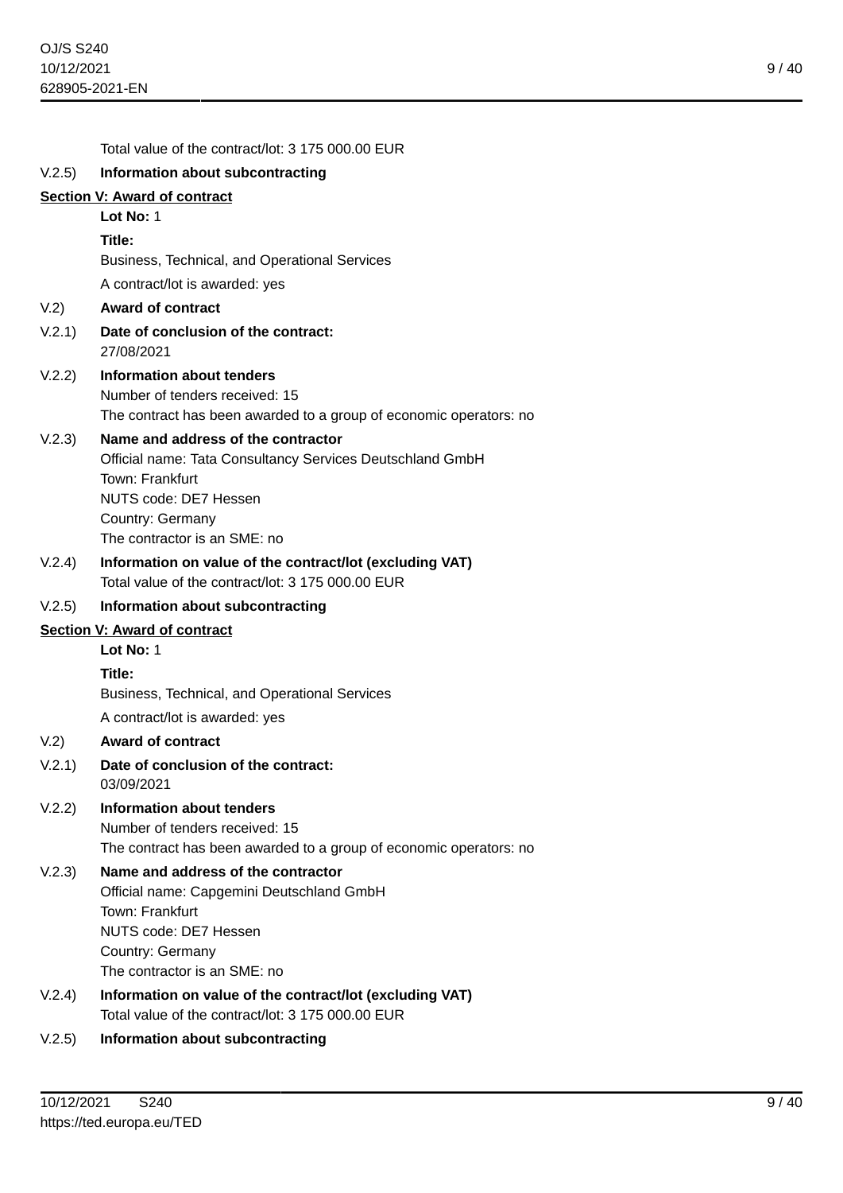Total value of the contract/lot: 3 175 000.00 EUR

V.2.5) **Information about subcontracting**

**Section V: Award of contract**

**Lot No:** 1

**Title:**

Business, Technical, and Operational Services

A contract/lot is awarded: yes

V.2) **Award of contract**

V.2.1) **Date of conclusion of the contract:**
27/08/2021

V.2.2) **Information about tenders**
Number of tenders received: 15
The contract has been awarded to a group of economic operators: no

V.2.3) **Name and address of the contractor**
Official name: Tata Consultancy Services Deutschland GmbH
Town: Frankfurt
NUTS code: DE7 Hessen
Country: Germany
The contractor is an SME: no

V.2.4) **Information on value of the contract/lot (excluding VAT)**
Total value of the contract/lot: 3 175 000.00 EUR

V.2.5) **Information about subcontracting**

**Section V: Award of contract**

**Lot No:** 1

**Title:**

Business, Technical, and Operational Services

A contract/lot is awarded: yes

V.2) **Award of contract**

V.2.1) **Date of conclusion of the contract:**
03/09/2021

V.2.2) **Information about tenders**
Number of tenders received: 15
The contract has been awarded to a group of economic operators: no

V.2.3) **Name and address of the contractor**
Official name: Capgemini Deutschland GmbH
Town: Frankfurt
NUTS code: DE7 Hessen
Country: Germany
The contractor is an SME: no

V.2.4) **Information on value of the contract/lot (excluding VAT)**
Total value of the contract/lot: 3 175 000.00 EUR

V.2.5) **Information about subcontracting**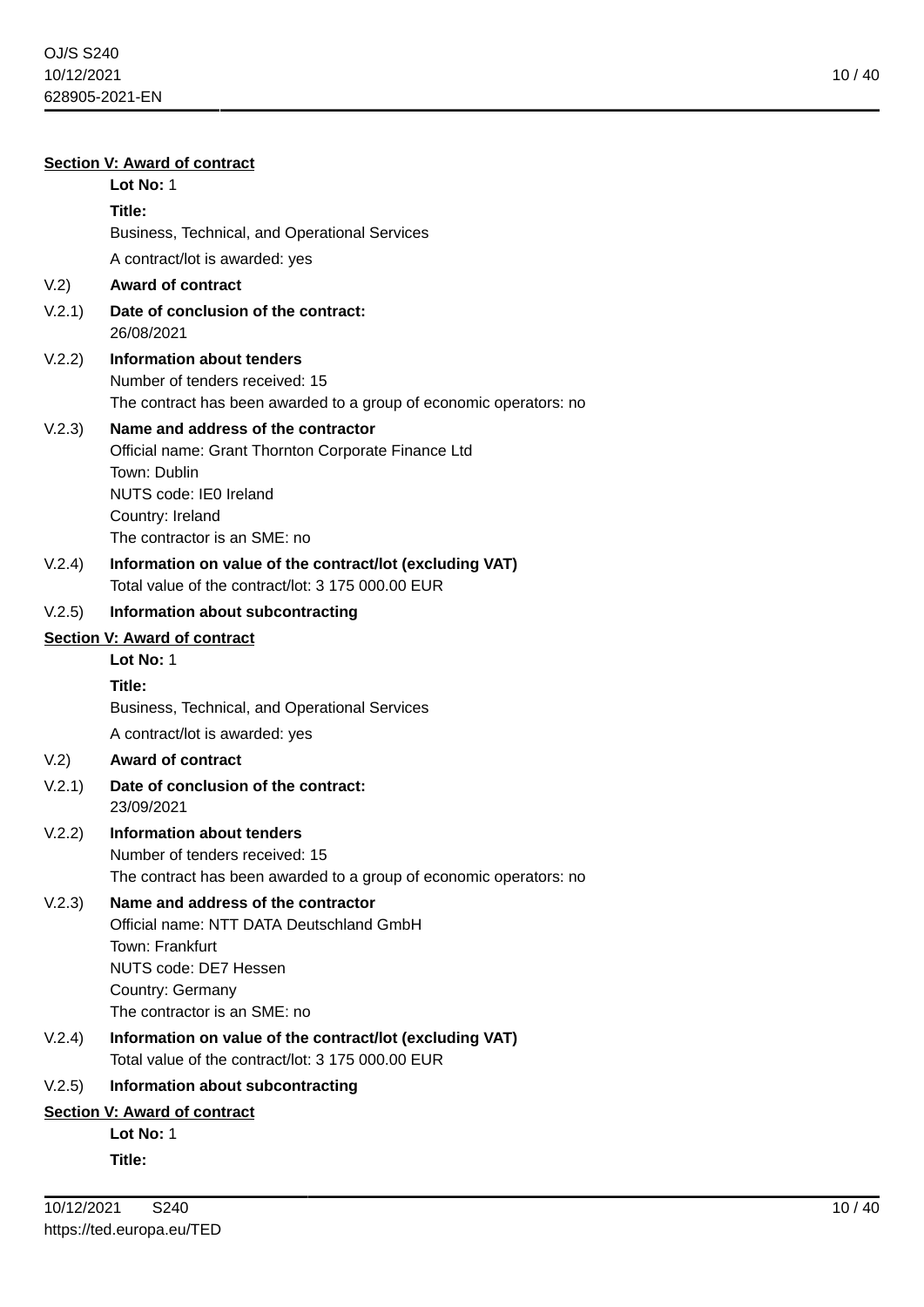**Section V: Award of contract**

**Lot No:** 1

**Title:**

Business, Technical, and Operational Services

A contract/lot is awarded: yes

V.2) **Award of contract**

V.2.1) **Date of conclusion of the contract:**
26/08/2021

V.2.2) **Information about tenders**
Number of tenders received: 15
The contract has been awarded to a group of economic operators: no

V.2.3) **Name and address of the contractor**
Official name: Grant Thornton Corporate Finance Ltd
Town: Dublin
NUTS code: IE0 Ireland
Country: Ireland
The contractor is an SME: no

V.2.4) **Information on value of the contract/lot (excluding VAT)**
Total value of the contract/lot: 3 175 000.00 EUR

V.2.5) **Information about subcontracting**

**Section V: Award of contract**

**Lot No:** 1

**Title:**

Business, Technical, and Operational Services

A contract/lot is awarded: yes

V.2) **Award of contract**

V.2.1) **Date of conclusion of the contract:**
23/09/2021

V.2.2) **Information about tenders**
Number of tenders received: 15
The contract has been awarded to a group of economic operators: no

V.2.3) **Name and address of the contractor**
Official name: NTT DATA Deutschland GmbH
Town: Frankfurt
NUTS code: DE7 Hessen
Country: Germany
The contractor is an SME: no

V.2.4) **Information on value of the contract/lot (excluding VAT)**
Total value of the contract/lot: 3 175 000.00 EUR

V.2.5) **Information about subcontracting**

**Section V: Award of contract**

**Lot No:** 1

**Title:**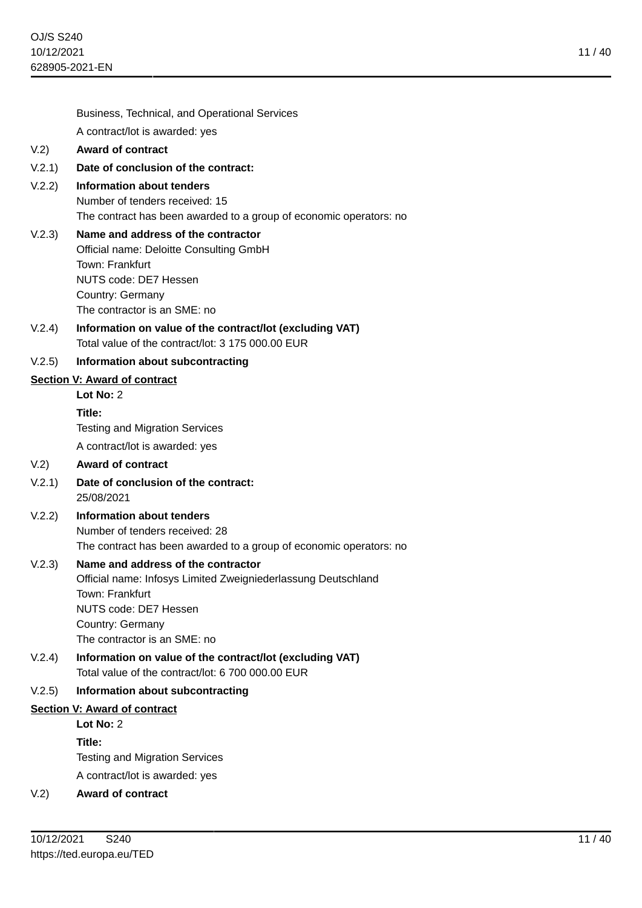Business, Technical, and Operational Services

A contract/lot is awarded: yes

**V.2) Award of contract**

**V.2.1) Date of conclusion of the contract:**

**V.2.2) Information about tenders**

Number of tenders received: 15

The contract has been awarded to a group of economic operators: no

**V.2.3) Name and address of the contractor**

Official name: Deloitte Consulting GmbH

Town: Frankfurt

NUTS code: DE7 Hessen

Country: Germany

The contractor is an SME: no

**V.2.4) Information on value of the contract/lot (excluding VAT)**

Total value of the contract/lot: 3 175 000.00 EUR

**V.2.5) Information about subcontracting**

## Section V: Award of contract

**Lot No:** 2

**Title:**

Testing and Migration Services

A contract/lot is awarded: yes

**V.2) Award of contract**

**V.2.1) Date of conclusion of the contract:**

25/08/2021

**V.2.2) Information about tenders**

Number of tenders received: 28

The contract has been awarded to a group of economic operators: no

**V.2.3) Name and address of the contractor**

Official name: Infosys Limited Zweigniederlassung Deutschland

Town: Frankfurt

NUTS code: DE7 Hessen

Country: Germany

The contractor is an SME: no

**V.2.4) Information on value of the contract/lot (excluding VAT)**

Total value of the contract/lot: 6 700 000.00 EUR

**V.2.5) Information about subcontracting**

## Section V: Award of contract

**Lot No:** 2

**Title:**

Testing and Migration Services

A contract/lot is awarded: yes

**V.2) Award of contract**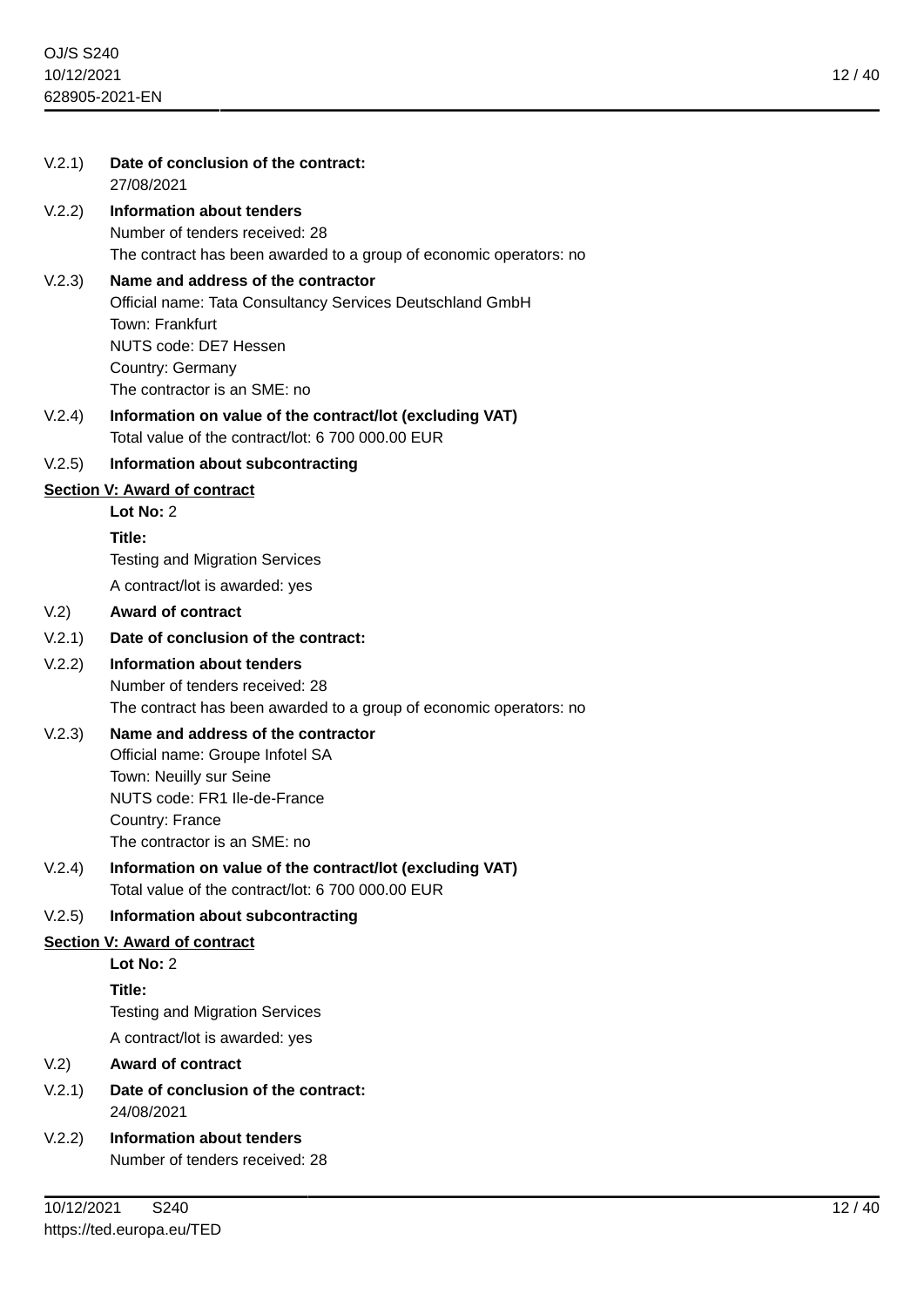V.2.1) **Date of conclusion of the contract:**
27/08/2021

V.2.2) **Information about tenders**
Number of tenders received: 28
The contract has been awarded to a group of economic operators: no

V.2.3) **Name and address of the contractor**
Official name: Tata Consultancy Services Deutschland GmbH
Town: Frankfurt
NUTS code: DE7 Hessen
Country: Germany
The contractor is an SME: no

V.2.4) **Information on value of the contract/lot (excluding VAT)**
Total value of the contract/lot: 6 700 000.00 EUR

V.2.5) **Information about subcontracting**

## Section V: Award of contract

**Lot No:** 2

**Title:**
Testing and Migration Services

A contract/lot is awarded: yes

V.2) **Award of contract**

V.2.1) **Date of conclusion of the contract:**

V.2.2) **Information about tenders**
Number of tenders received: 28
The contract has been awarded to a group of economic operators: no

V.2.3) **Name and address of the contractor**
Official name: Groupe Infotel SA
Town: Neuilly sur Seine
NUTS code: FR1 Ile-de-France
Country: France
The contractor is an SME: no

V.2.4) **Information on value of the contract/lot (excluding VAT)**
Total value of the contract/lot: 6 700 000.00 EUR

V.2.5) **Information about subcontracting**

## Section V: Award of contract

**Lot No:** 2

**Title:**
Testing and Migration Services

A contract/lot is awarded: yes

V.2) **Award of contract**

V.2.1) **Date of conclusion of the contract:**
24/08/2021

V.2.2) **Information about tenders**
Number of tenders received: 28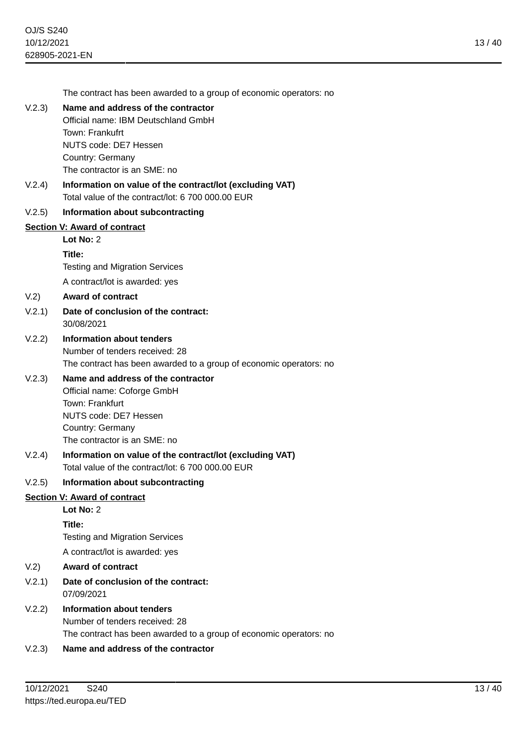The contract has been awarded to a group of economic operators: no

V.2.3) **Name and address of the contractor**

Official name: IBM Deutschland GmbH
Town: Frankufrt
NUTS code: DE7 Hessen
Country: Germany
The contractor is an SME: no

V.2.4) **Information on value of the contract/lot (excluding VAT)**

Total value of the contract/lot: 6 700 000.00 EUR

V.2.5) **Information about subcontracting**

## Section V: Award of contract

**Lot No:** 2

**Title:**

Testing and Migration Services

A contract/lot is awarded: yes

V.2) **Award of contract**

V.2.1) **Date of conclusion of the contract:**

30/08/2021

V.2.2) **Information about tenders**

Number of tenders received: 28
The contract has been awarded to a group of economic operators: no

V.2.3) **Name and address of the contractor**

Official name: Coforge GmbH
Town: Frankfurt
NUTS code: DE7 Hessen
Country: Germany
The contractor is an SME: no

V.2.4) **Information on value of the contract/lot (excluding VAT)**

Total value of the contract/lot: 6 700 000.00 EUR

V.2.5) **Information about subcontracting**

## Section V: Award of contract

**Lot No:** 2

**Title:**

Testing and Migration Services

A contract/lot is awarded: yes

V.2) **Award of contract**

V.2.1) **Date of conclusion of the contract:**

07/09/2021

V.2.2) **Information about tenders**

Number of tenders received: 28
The contract has been awarded to a group of economic operators: no

V.2.3) **Name and address of the contractor**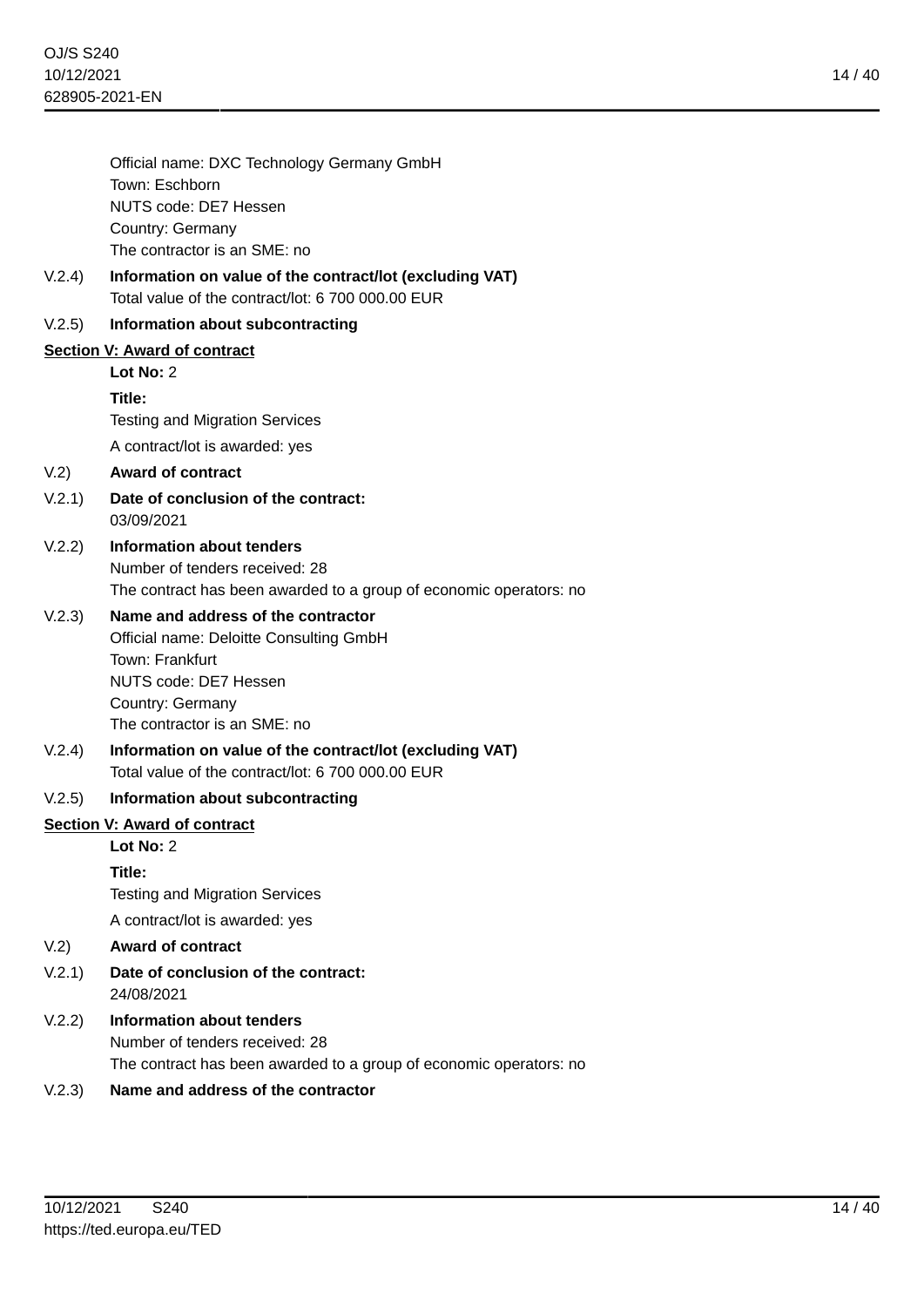Official name: DXC Technology Germany GmbH
Town: Eschborn
NUTS code: DE7 Hessen
Country: Germany
The contractor is an SME: no

V.2.4) **Information on value of the contract/lot (excluding VAT)**
Total value of the contract/lot: 6 700 000.00 EUR

V.2.5) **Information about subcontracting**

## Section V: Award of contract

**Lot No:** 2

**Title:**
Testing and Migration Services

A contract/lot is awarded: yes

V.2) **Award of contract**

V.2.1) **Date of conclusion of the contract:**
03/09/2021

V.2.2) **Information about tenders**
Number of tenders received: 28
The contract has been awarded to a group of economic operators: no

V.2.3) **Name and address of the contractor**
Official name: Deloitte Consulting GmbH
Town: Frankfurt
NUTS code: DE7 Hessen
Country: Germany
The contractor is an SME: no

V.2.4) **Information on value of the contract/lot (excluding VAT)**
Total value of the contract/lot: 6 700 000.00 EUR

V.2.5) **Information about subcontracting**

## Section V: Award of contract

**Lot No:** 2

**Title:**
Testing and Migration Services

A contract/lot is awarded: yes

V.2) **Award of contract**

V.2.1) **Date of conclusion of the contract:**
24/08/2021

V.2.2) **Information about tenders**
Number of tenders received: 28
The contract has been awarded to a group of economic operators: no

V.2.3) **Name and address of the contractor**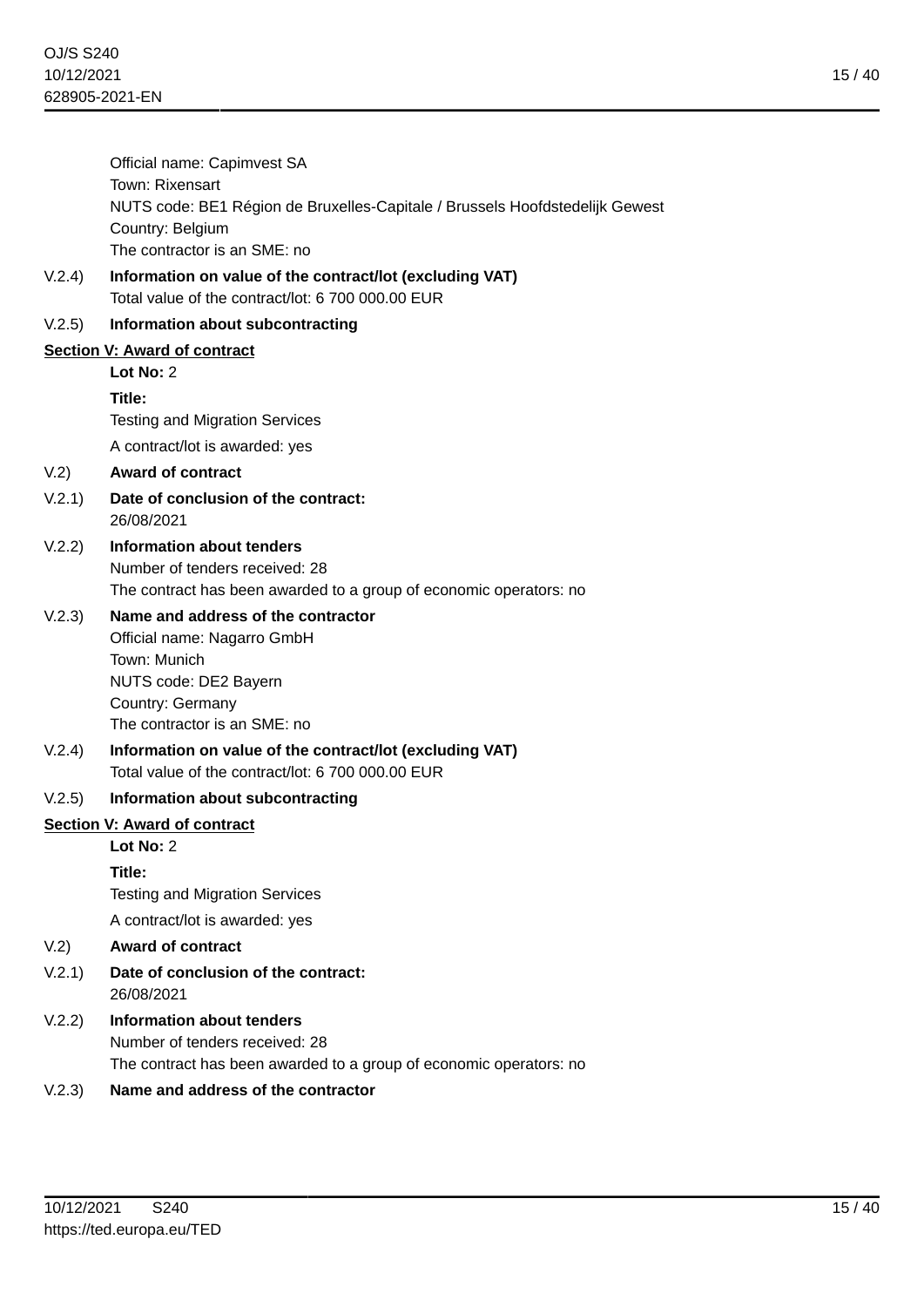Official name: Capimvest SA
Town: Rixensart
NUTS code: BE1 Région de Bruxelles-Capitale / Brussels Hoofdstedelijk Gewest
Country: Belgium
The contractor is an SME: no

V.2.4) **Information on value of the contract/lot (excluding VAT)**
Total value of the contract/lot: 6 700 000.00 EUR

V.2.5) **Information about subcontracting**

## Section V: Award of contract

**Lot No:** 2

**Title:**
Testing and Migration Services

A contract/lot is awarded: yes

V.2) **Award of contract**

V.2.1) **Date of conclusion of the contract:**
26/08/2021

V.2.2) **Information about tenders**
Number of tenders received: 28
The contract has been awarded to a group of economic operators: no

V.2.3) **Name and address of the contractor**
Official name: Nagarro GmbH
Town: Munich
NUTS code: DE2 Bayern
Country: Germany
The contractor is an SME: no

V.2.4) **Information on value of the contract/lot (excluding VAT)**
Total value of the contract/lot: 6 700 000.00 EUR

V.2.5) **Information about subcontracting**

## Section V: Award of contract

**Lot No:** 2

**Title:**
Testing and Migration Services

A contract/lot is awarded: yes

V.2) **Award of contract**

V.2.1) **Date of conclusion of the contract:**
26/08/2021

V.2.2) **Information about tenders**
Number of tenders received: 28
The contract has been awarded to a group of economic operators: no

V.2.3) **Name and address of the contractor**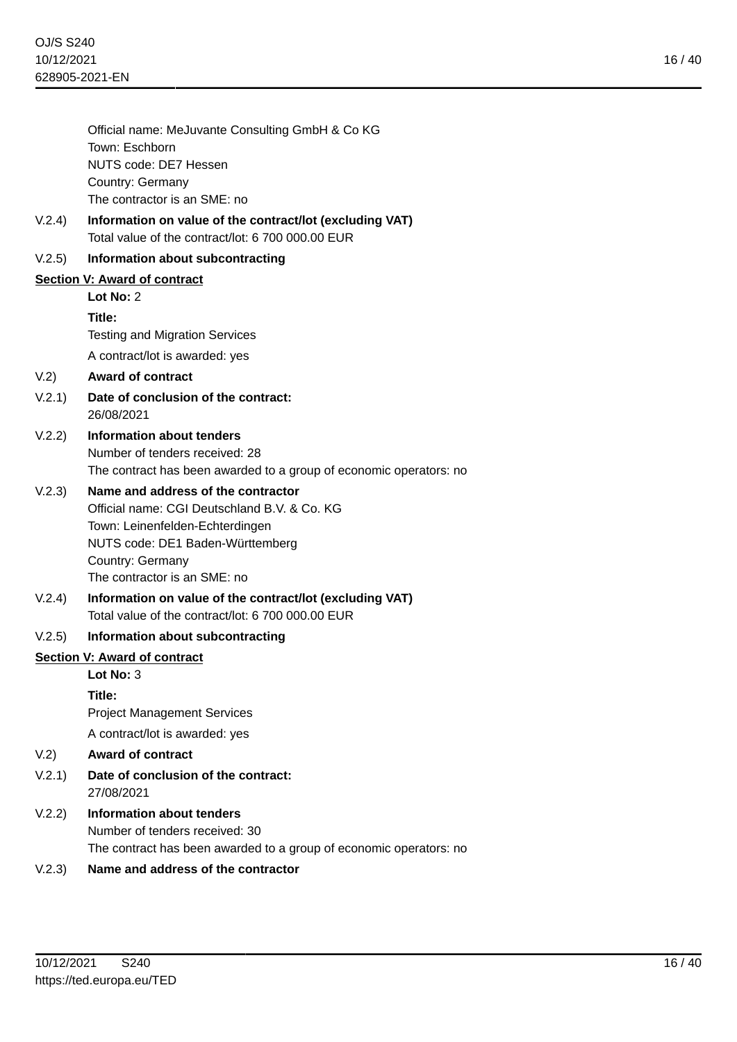Official name: MeJuvante Consulting GmbH & Co KG
Town: Eschborn
NUTS code: DE7 Hessen
Country: Germany
The contractor is an SME: no

V.2.4) **Information on value of the contract/lot (excluding VAT)**
Total value of the contract/lot: 6 700 000.00 EUR

V.2.5) **Information about subcontracting**

## Section V: Award of contract

**Lot No:** 2

**Title:**
Testing and Migration Services

A contract/lot is awarded: yes

V.2) **Award of contract**

V.2.1) **Date of conclusion of the contract:**
26/08/2021

V.2.2) **Information about tenders**
Number of tenders received: 28
The contract has been awarded to a group of economic operators: no

V.2.3) **Name and address of the contractor**
Official name: CGI Deutschland B.V. & Co. KG
Town: Leinenfelden-Echterdingen
NUTS code: DE1 Baden-Württemberg
Country: Germany
The contractor is an SME: no

V.2.4) **Information on value of the contract/lot (excluding VAT)**
Total value of the contract/lot: 6 700 000.00 EUR

V.2.5) **Information about subcontracting**

## Section V: Award of contract

**Lot No:** 3

**Title:**
Project Management Services

A contract/lot is awarded: yes

V.2) **Award of contract**

V.2.1) **Date of conclusion of the contract:**
27/08/2021

V.2.2) **Information about tenders**
Number of tenders received: 30
The contract has been awarded to a group of economic operators: no

V.2.3) **Name and address of the contractor**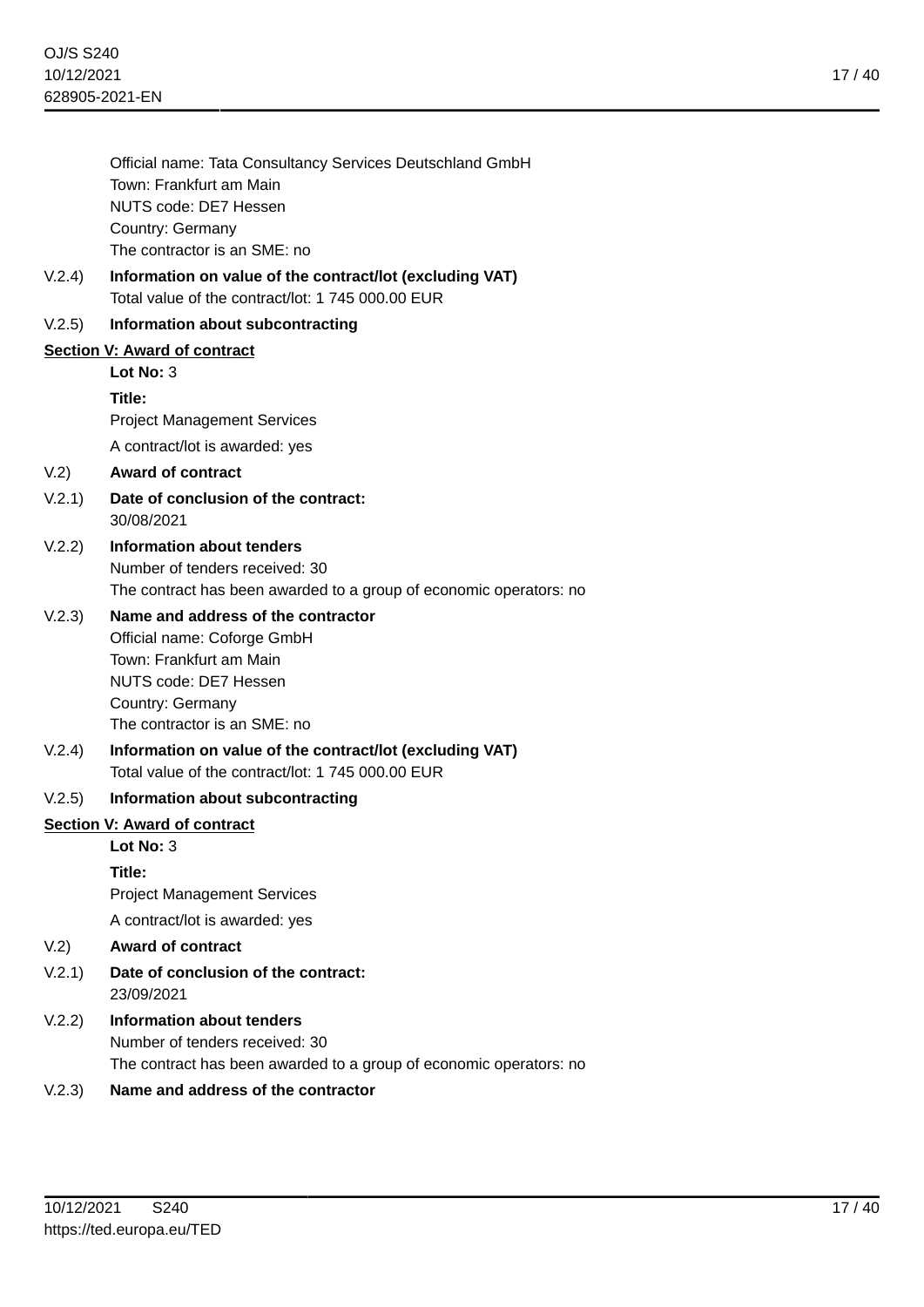Official name: Tata Consultancy Services Deutschland GmbH
Town: Frankfurt am Main
NUTS code: DE7 Hessen
Country: Germany
The contractor is an SME: no

V.2.4) **Information on value of the contract/lot (excluding VAT)**
Total value of the contract/lot: 1 745 000.00 EUR

V.2.5) **Information about subcontracting**

**Section V: Award of contract**

**Lot No:** 3

**Title:**
Project Management Services

A contract/lot is awarded: yes

V.2) **Award of contract**

V.2.1) **Date of conclusion of the contract:**
30/08/2021

V.2.2) **Information about tenders**
Number of tenders received: 30
The contract has been awarded to a group of economic operators: no

V.2.3) **Name and address of the contractor**
Official name: Coforge GmbH
Town: Frankfurt am Main
NUTS code: DE7 Hessen
Country: Germany
The contractor is an SME: no

V.2.4) **Information on value of the contract/lot (excluding VAT)**
Total value of the contract/lot: 1 745 000.00 EUR

V.2.5) **Information about subcontracting**

**Section V: Award of contract**

**Lot No:** 3

**Title:**
Project Management Services

A contract/lot is awarded: yes

V.2) **Award of contract**

V.2.1) **Date of conclusion of the contract:**
23/09/2021

V.2.2) **Information about tenders**
Number of tenders received: 30
The contract has been awarded to a group of economic operators: no

V.2.3) **Name and address of the contractor**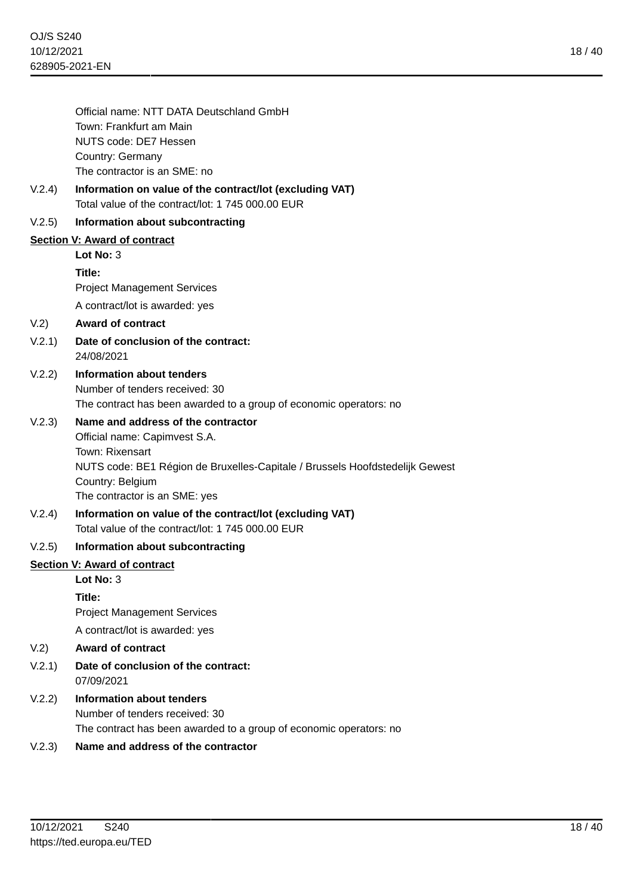Official name: NTT DATA Deutschland GmbH
Town: Frankfurt am Main
NUTS code: DE7 Hessen
Country: Germany
The contractor is an SME: no

V.2.4) **Information on value of the contract/lot (excluding VAT)**
Total value of the contract/lot: 1 745 000.00 EUR

V.2.5) **Information about subcontracting**

## Section V: Award of contract

**Lot No:** 3

**Title:**
Project Management Services

A contract/lot is awarded: yes

V.2) **Award of contract**

V.2.1) **Date of conclusion of the contract:**
24/08/2021

V.2.2) **Information about tenders**
Number of tenders received: 30
The contract has been awarded to a group of economic operators: no

V.2.3) **Name and address of the contractor**
Official name: Capimvest S.A.
Town: Rixensart
NUTS code: BE1 Région de Bruxelles-Capitale / Brussels Hoofdstedelijk Gewest
Country: Belgium
The contractor is an SME: yes

V.2.4) **Information on value of the contract/lot (excluding VAT)**
Total value of the contract/lot: 1 745 000.00 EUR

V.2.5) **Information about subcontracting**

## Section V: Award of contract

**Lot No:** 3

**Title:**
Project Management Services

A contract/lot is awarded: yes

V.2) **Award of contract**

V.2.1) **Date of conclusion of the contract:**
07/09/2021

V.2.2) **Information about tenders**
Number of tenders received: 30
The contract has been awarded to a group of economic operators: no

V.2.3) **Name and address of the contractor**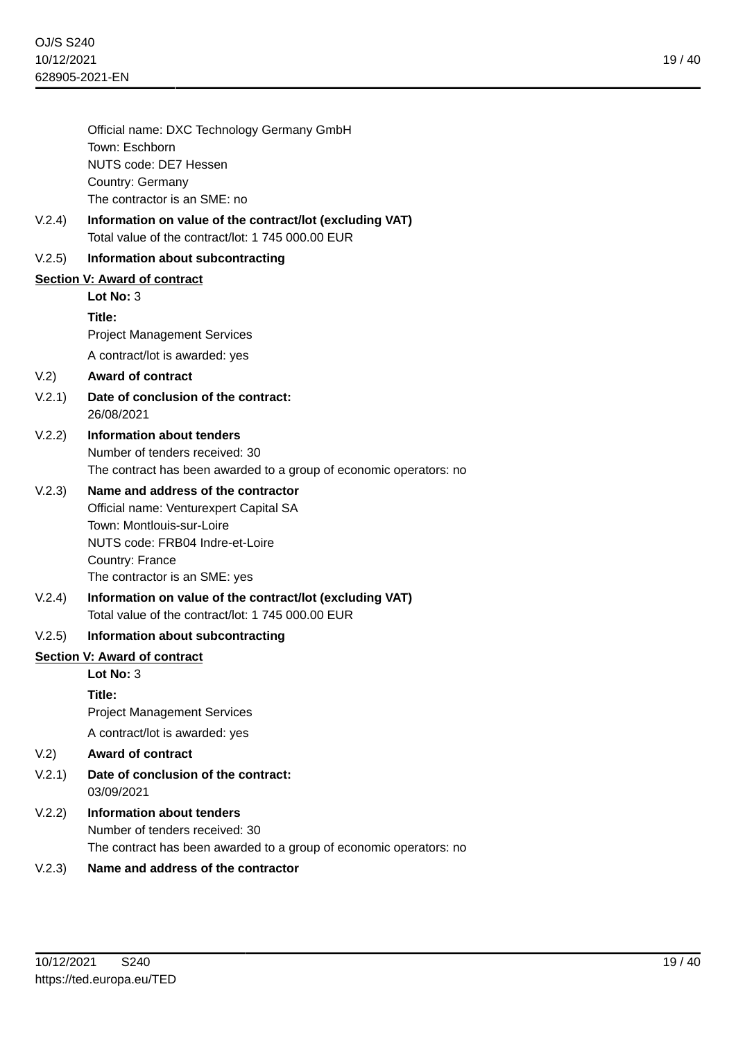Official name: DXC Technology Germany GmbH
Town: Eschborn
NUTS code: DE7 Hessen
Country: Germany
The contractor is an SME: no

V.2.4) **Information on value of the contract/lot (excluding VAT)**
Total value of the contract/lot: 1 745 000.00 EUR

V.2.5) **Information about subcontracting**

## Section V: Award of contract

**Lot No:** 3

**Title:**
Project Management Services

A contract/lot is awarded: yes

V.2) **Award of contract**

V.2.1) **Date of conclusion of the contract:**
26/08/2021

V.2.2) **Information about tenders**
Number of tenders received: 30
The contract has been awarded to a group of economic operators: no

V.2.3) **Name and address of the contractor**
Official name: Venturexpert Capital SA
Town: Montlouis-sur-Loire
NUTS code: FRB04 Indre-et-Loire
Country: France
The contractor is an SME: yes

V.2.4) **Information on value of the contract/lot (excluding VAT)**
Total value of the contract/lot: 1 745 000.00 EUR

V.2.5) **Information about subcontracting**

## Section V: Award of contract

**Lot No:** 3

**Title:**
Project Management Services

A contract/lot is awarded: yes

V.2) **Award of contract**

V.2.1) **Date of conclusion of the contract:**
03/09/2021

V.2.2) **Information about tenders**
Number of tenders received: 30
The contract has been awarded to a group of economic operators: no

V.2.3) **Name and address of the contractor**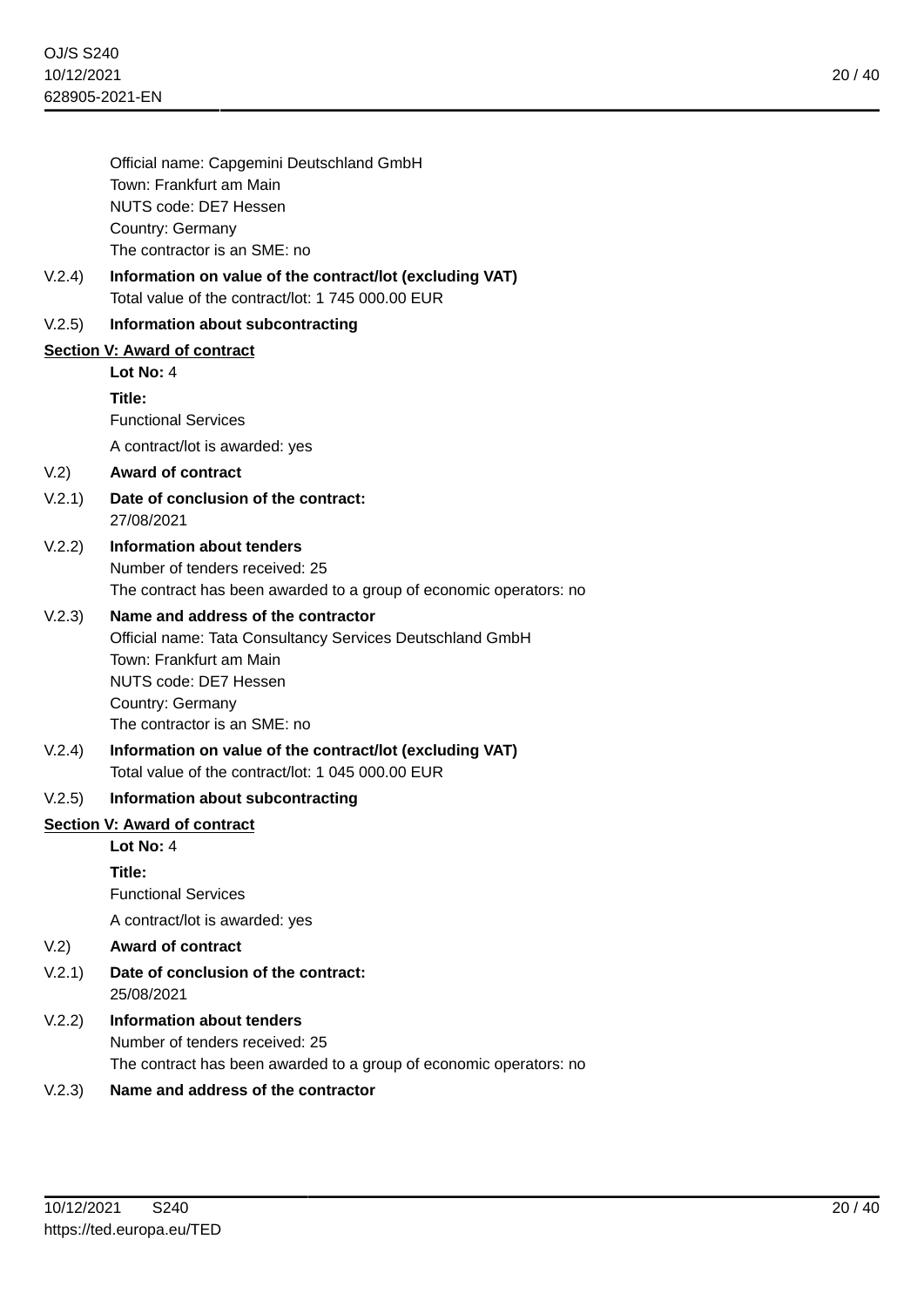Official name: Capgemini Deutschland GmbH
Town: Frankfurt am Main
NUTS code: DE7 Hessen
Country: Germany
The contractor is an SME: no

V.2.4) **Information on value of the contract/lot (excluding VAT)**
Total value of the contract/lot: 1 745 000.00 EUR

V.2.5) **Information about subcontracting**

## Section V: Award of contract

**Lot No:** 4

**Title:**
Functional Services

A contract/lot is awarded: yes

V.2) **Award of contract**

V.2.1) **Date of conclusion of the contract:**
27/08/2021

V.2.2) **Information about tenders**
Number of tenders received: 25
The contract has been awarded to a group of economic operators: no

V.2.3) **Name and address of the contractor**
Official name: Tata Consultancy Services Deutschland GmbH
Town: Frankfurt am Main
NUTS code: DE7 Hessen
Country: Germany
The contractor is an SME: no

V.2.4) **Information on value of the contract/lot (excluding VAT)**
Total value of the contract/lot: 1 045 000.00 EUR

V.2.5) **Information about subcontracting**

## Section V: Award of contract

**Lot No:** 4

**Title:**
Functional Services

A contract/lot is awarded: yes

V.2) **Award of contract**

V.2.1) **Date of conclusion of the contract:**
25/08/2021

V.2.2) **Information about tenders**
Number of tenders received: 25
The contract has been awarded to a group of economic operators: no

V.2.3) **Name and address of the contractor**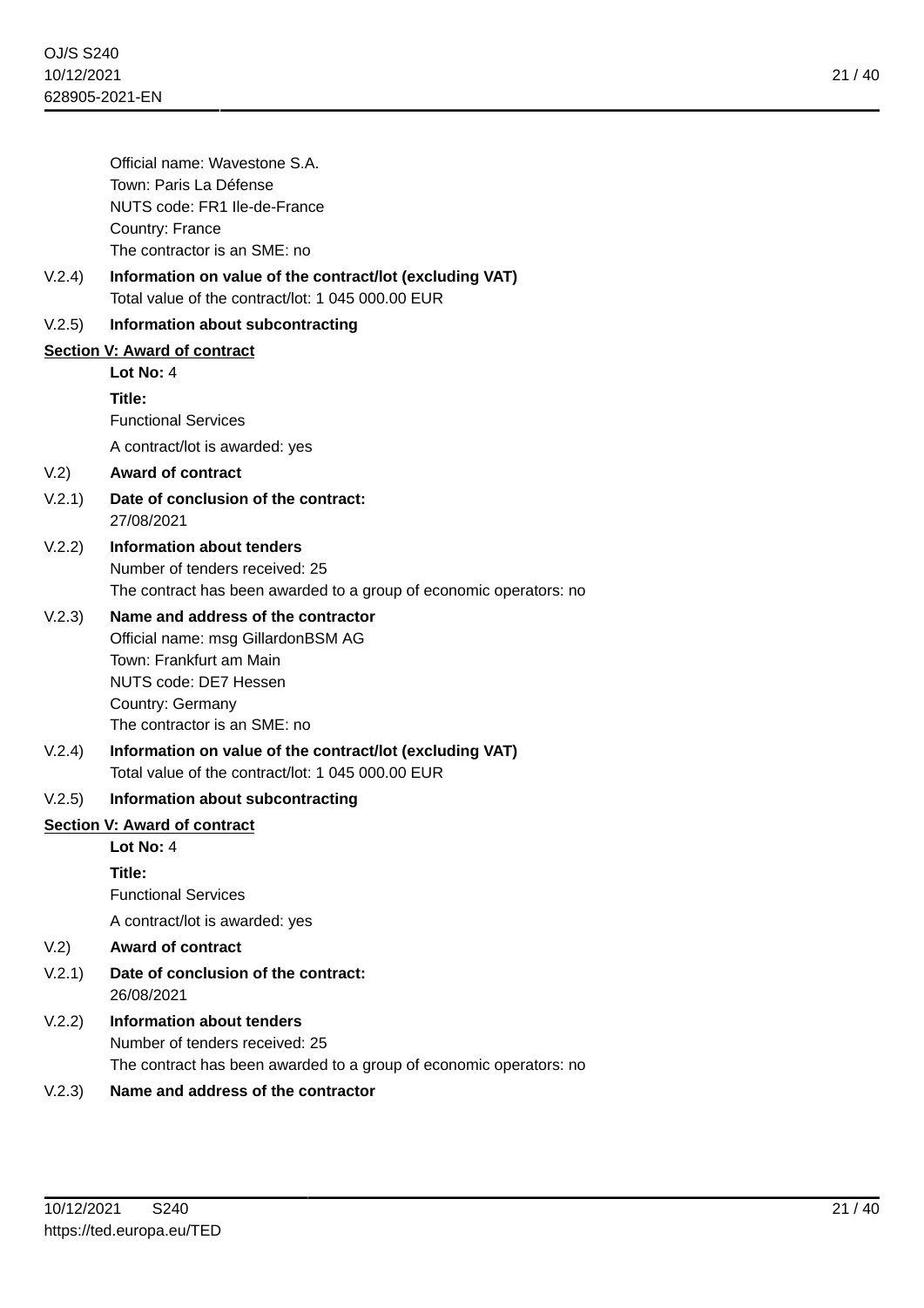Official name: Wavestone S.A.
Town: Paris La Défense
NUTS code: FR1 Ile-de-France
Country: France
The contractor is an SME: no

V.2.4) **Information on value of the contract/lot (excluding VAT)**
Total value of the contract/lot: 1 045 000.00 EUR

V.2.5) **Information about subcontracting**

**Section V: Award of contract**

**Lot No:** 4

**Title:**
Functional Services

A contract/lot is awarded: yes

V.2) **Award of contract**

V.2.1) **Date of conclusion of the contract:**
27/08/2021

V.2.2) **Information about tenders**
Number of tenders received: 25
The contract has been awarded to a group of economic operators: no

V.2.3) **Name and address of the contractor**
Official name: msg GillardonBSM AG
Town: Frankfurt am Main
NUTS code: DE7 Hessen
Country: Germany
The contractor is an SME: no

V.2.4) **Information on value of the contract/lot (excluding VAT)**
Total value of the contract/lot: 1 045 000.00 EUR

V.2.5) **Information about subcontracting**

**Section V: Award of contract**

**Lot No:** 4

**Title:**
Functional Services

A contract/lot is awarded: yes

V.2) **Award of contract**

V.2.1) **Date of conclusion of the contract:**
26/08/2021

V.2.2) **Information about tenders**
Number of tenders received: 25
The contract has been awarded to a group of economic operators: no

V.2.3) **Name and address of the contractor**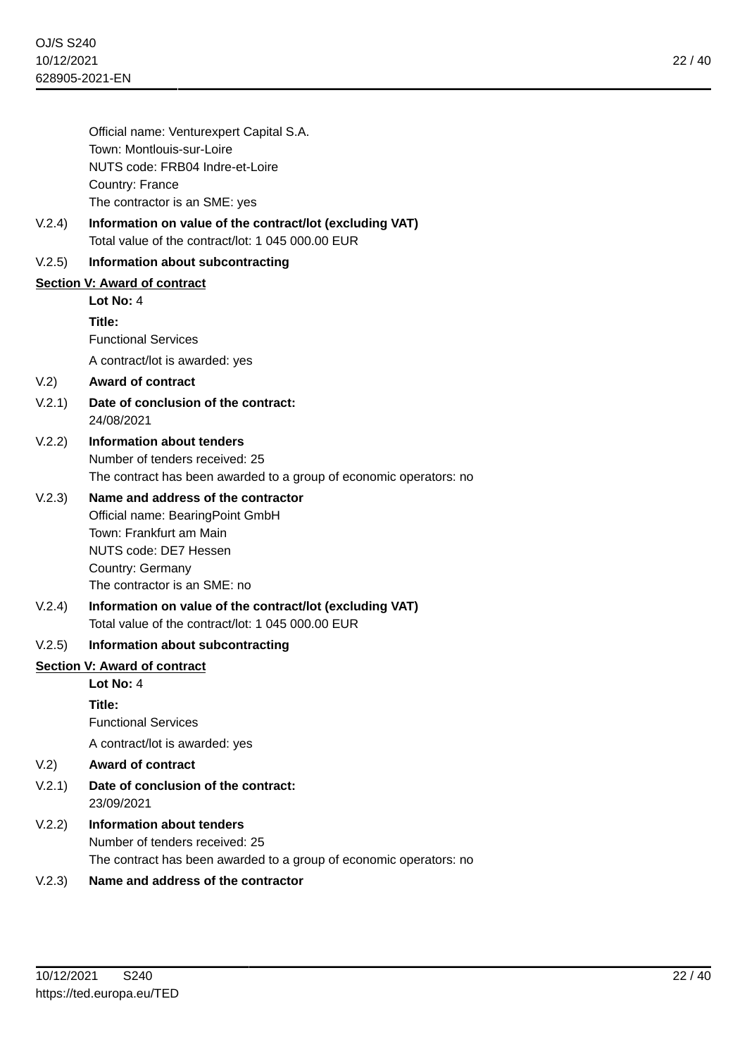Official name: Venturexpert Capital S.A.
Town: Montlouis-sur-Loire
NUTS code: FRB04 Indre-et-Loire
Country: France
The contractor is an SME: yes

V.2.4) **Information on value of the contract/lot (excluding VAT)**
Total value of the contract/lot: 1 045 000.00 EUR

V.2.5) **Information about subcontracting**

## Section V: Award of contract

**Lot No:** 4

**Title:**
Functional Services

A contract/lot is awarded: yes

V.2) **Award of contract**

V.2.1) **Date of conclusion of the contract:**
24/08/2021

V.2.2) **Information about tenders**
Number of tenders received: 25
The contract has been awarded to a group of economic operators: no

V.2.3) **Name and address of the contractor**
Official name: BearingPoint GmbH
Town: Frankfurt am Main
NUTS code: DE7 Hessen
Country: Germany
The contractor is an SME: no

V.2.4) **Information on value of the contract/lot (excluding VAT)**
Total value of the contract/lot: 1 045 000.00 EUR

V.2.5) **Information about subcontracting**

## Section V: Award of contract

**Lot No:** 4

**Title:**
Functional Services

A contract/lot is awarded: yes

V.2) **Award of contract**

V.2.1) **Date of conclusion of the contract:**
23/09/2021

V.2.2) **Information about tenders**
Number of tenders received: 25
The contract has been awarded to a group of economic operators: no

V.2.3) **Name and address of the contractor**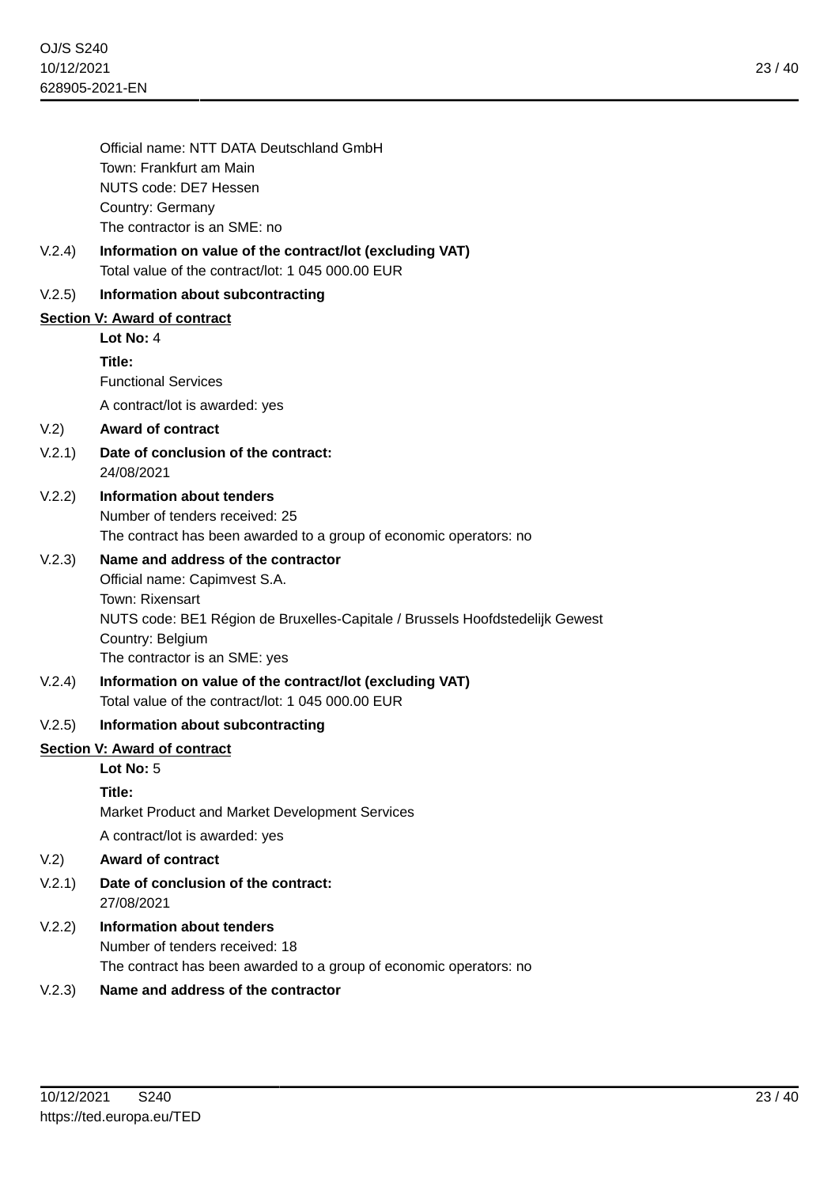Official name: NTT DATA Deutschland GmbH
Town: Frankfurt am Main
NUTS code: DE7 Hessen
Country: Germany
The contractor is an SME: no

V.2.4) **Information on value of the contract/lot (excluding VAT)**
Total value of the contract/lot: 1 045 000.00 EUR

V.2.5) **Information about subcontracting**

**Section V: Award of contract**

**Lot No:** 4

**Title:**
Functional Services

A contract/lot is awarded: yes

V.2) **Award of contract**

V.2.1) **Date of conclusion of the contract:**
24/08/2021

V.2.2) **Information about tenders**
Number of tenders received: 25
The contract has been awarded to a group of economic operators: no

V.2.3) **Name and address of the contractor**
Official name: Capimvest S.A.
Town: Rixensart
NUTS code: BE1 Région de Bruxelles-Capitale / Brussels Hoofdstedelijk Gewest
Country: Belgium
The contractor is an SME: yes

V.2.4) **Information on value of the contract/lot (excluding VAT)**
Total value of the contract/lot: 1 045 000.00 EUR

V.2.5) **Information about subcontracting**

**Section V: Award of contract**

**Lot No:** 5

**Title:**
Market Product and Market Development Services

A contract/lot is awarded: yes

V.2) **Award of contract**

V.2.1) **Date of conclusion of the contract:**
27/08/2021

V.2.2) **Information about tenders**
Number of tenders received: 18
The contract has been awarded to a group of economic operators: no

V.2.3) **Name and address of the contractor**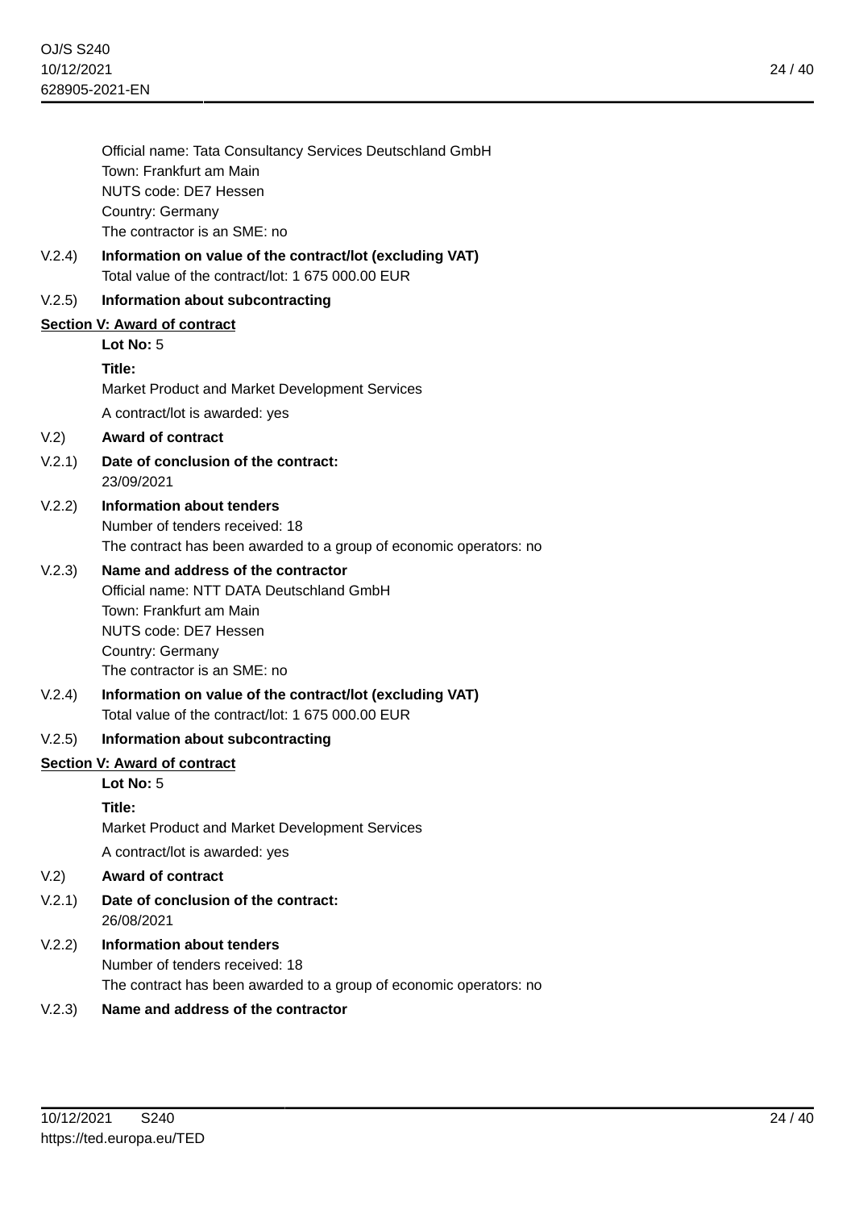Official name: Tata Consultancy Services Deutschland GmbH
Town: Frankfurt am Main
NUTS code: DE7 Hessen
Country: Germany
The contractor is an SME: no

V.2.4) **Information on value of the contract/lot (excluding VAT)**
Total value of the contract/lot: 1 675 000.00 EUR

V.2.5) **Information about subcontracting**

**Section V: Award of contract**

**Lot No:** 5

**Title:**
Market Product and Market Development Services

A contract/lot is awarded: yes

V.2) **Award of contract**

V.2.1) **Date of conclusion of the contract:**
23/09/2021

V.2.2) **Information about tenders**
Number of tenders received: 18
The contract has been awarded to a group of economic operators: no

V.2.3) **Name and address of the contractor**
Official name: NTT DATA Deutschland GmbH
Town: Frankfurt am Main
NUTS code: DE7 Hessen
Country: Germany
The contractor is an SME: no

V.2.4) **Information on value of the contract/lot (excluding VAT)**
Total value of the contract/lot: 1 675 000.00 EUR

V.2.5) **Information about subcontracting**

**Section V: Award of contract**

**Lot No:** 5

**Title:**
Market Product and Market Development Services

A contract/lot is awarded: yes

V.2) **Award of contract**

V.2.1) **Date of conclusion of the contract:**
26/08/2021

V.2.2) **Information about tenders**
Number of tenders received: 18
The contract has been awarded to a group of economic operators: no

V.2.3) **Name and address of the contractor**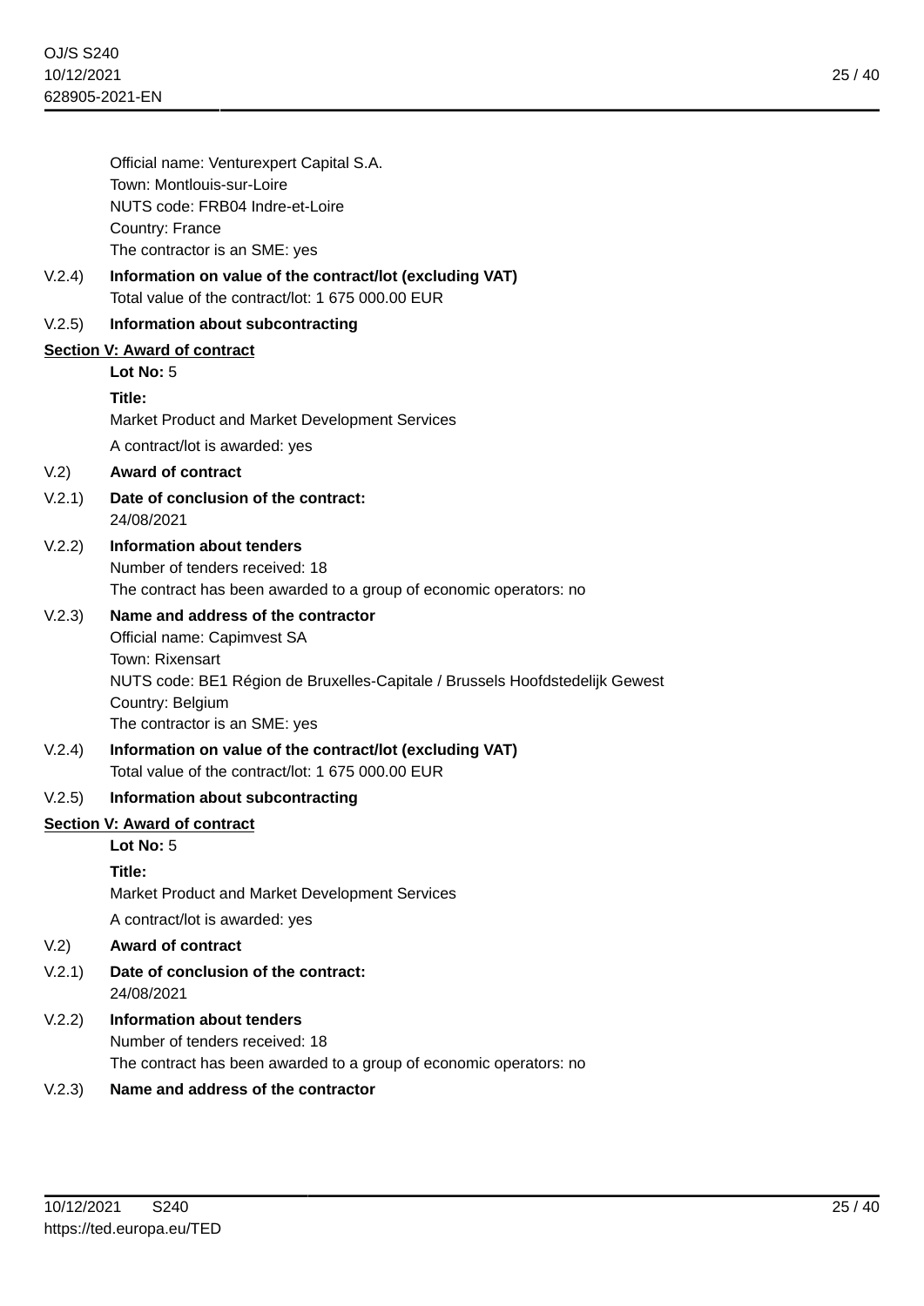Official name: Venturexpert Capital S.A.
Town: Montlouis-sur-Loire
NUTS code: FRB04 Indre-et-Loire
Country: France
The contractor is an SME: yes

V.2.4) **Information on value of the contract/lot (excluding VAT)**
Total value of the contract/lot: 1 675 000.00 EUR

V.2.5) **Information about subcontracting**

**Section V: Award of contract**

**Lot No:** 5

**Title:**
Market Product and Market Development Services

A contract/lot is awarded: yes

V.2) **Award of contract**

V.2.1) **Date of conclusion of the contract:**
24/08/2021

V.2.2) **Information about tenders**
Number of tenders received: 18
The contract has been awarded to a group of economic operators: no

V.2.3) **Name and address of the contractor**
Official name: Capimvest SA
Town: Rixensart
NUTS code: BE1 Région de Bruxelles-Capitale / Brussels Hoofdstedelijk Gewest
Country: Belgium
The contractor is an SME: yes

V.2.4) **Information on value of the contract/lot (excluding VAT)**
Total value of the contract/lot: 1 675 000.00 EUR

V.2.5) **Information about subcontracting**

**Section V: Award of contract**

**Lot No:** 5

**Title:**
Market Product and Market Development Services

A contract/lot is awarded: yes

V.2) **Award of contract**

V.2.1) **Date of conclusion of the contract:**
24/08/2021

V.2.2) **Information about tenders**
Number of tenders received: 18
The contract has been awarded to a group of economic operators: no

V.2.3) **Name and address of the contractor**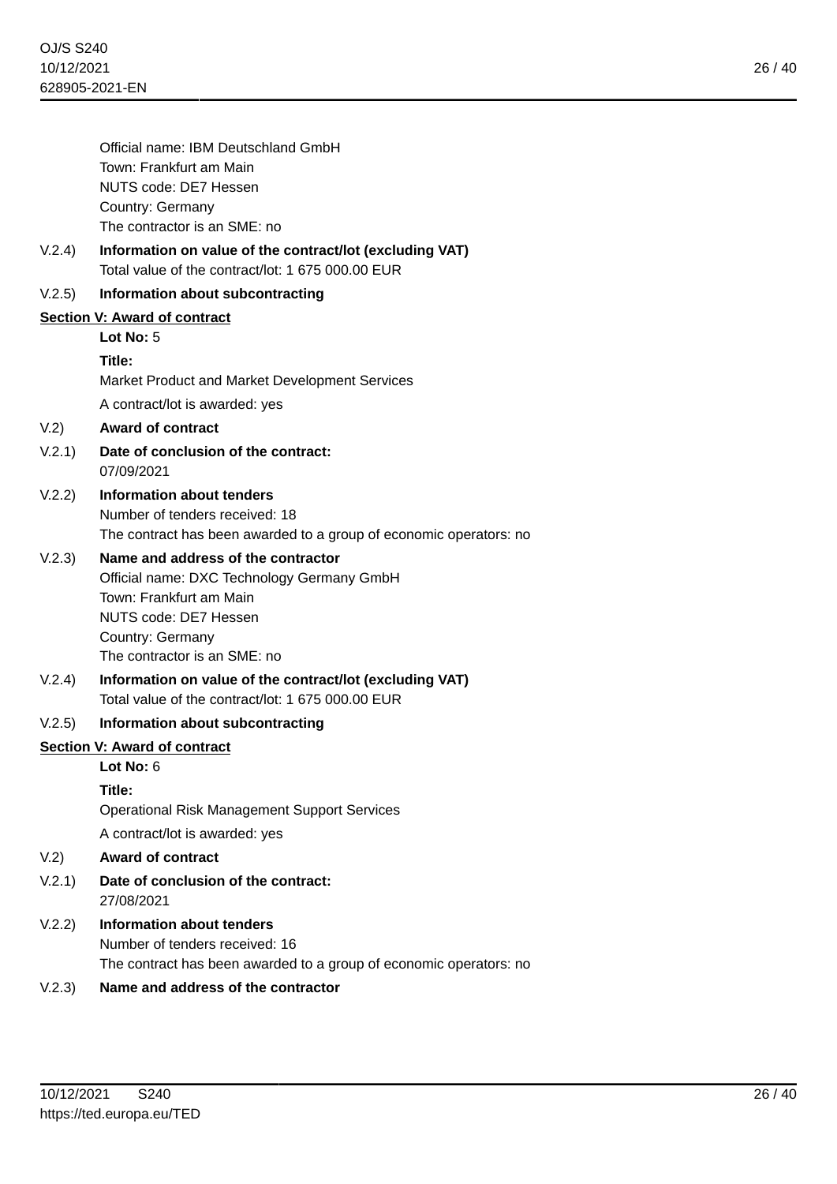Official name: IBM Deutschland GmbH
Town: Frankfurt am Main
NUTS code: DE7 Hessen
Country: Germany
The contractor is an SME: no

V.2.4) **Information on value of the contract/lot (excluding VAT)**
Total value of the contract/lot: 1 675 000.00 EUR

V.2.5) **Information about subcontracting**

**Section V: Award of contract**

**Lot No:** 5

**Title:**
Market Product and Market Development Services

A contract/lot is awarded: yes

V.2) **Award of contract**

V.2.1) **Date of conclusion of the contract:**
07/09/2021

V.2.2) **Information about tenders**
Number of tenders received: 18
The contract has been awarded to a group of economic operators: no

V.2.3) **Name and address of the contractor**
Official name: DXC Technology Germany GmbH
Town: Frankfurt am Main
NUTS code: DE7 Hessen
Country: Germany
The contractor is an SME: no

V.2.4) **Information on value of the contract/lot (excluding VAT)**
Total value of the contract/lot: 1 675 000.00 EUR

V.2.5) **Information about subcontracting**

**Section V: Award of contract**

**Lot No:** 6

**Title:**
Operational Risk Management Support Services

A contract/lot is awarded: yes

V.2) **Award of contract**

V.2.1) **Date of conclusion of the contract:**
27/08/2021

V.2.2) **Information about tenders**
Number of tenders received: 16
The contract has been awarded to a group of economic operators: no

V.2.3) **Name and address of the contractor**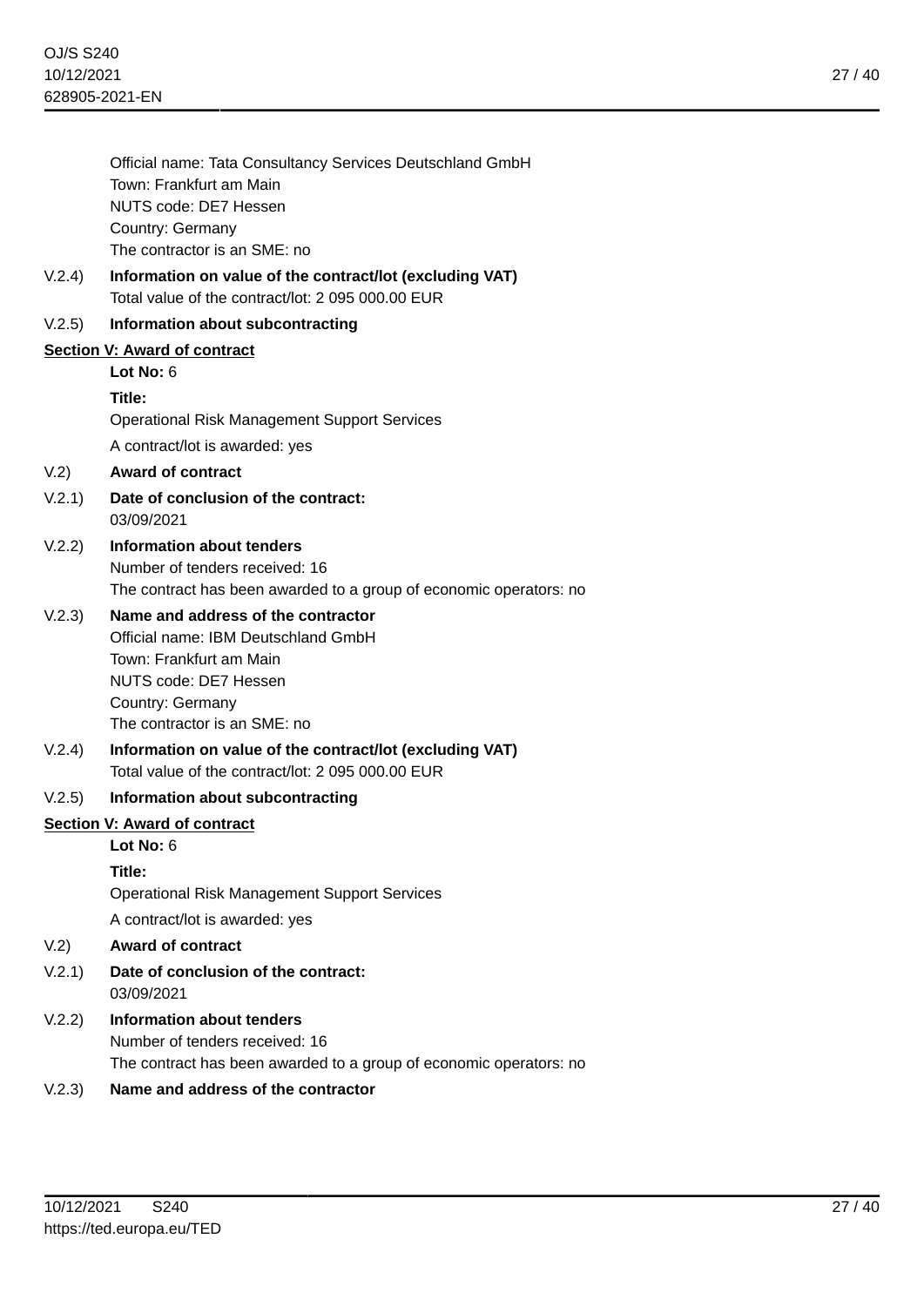Official name: Tata Consultancy Services Deutschland GmbH
Town: Frankfurt am Main
NUTS code: DE7 Hessen
Country: Germany
The contractor is an SME: no

V.2.4) **Information on value of the contract/lot (excluding VAT)**
Total value of the contract/lot: 2 095 000.00 EUR

V.2.5) **Information about subcontracting**

**Section V: Award of contract**

**Lot No:** 6

**Title:**
Operational Risk Management Support Services

A contract/lot is awarded: yes

V.2) **Award of contract**

V.2.1) **Date of conclusion of the contract:**
03/09/2021

V.2.2) **Information about tenders**
Number of tenders received: 16
The contract has been awarded to a group of economic operators: no

V.2.3) **Name and address of the contractor**
Official name: IBM Deutschland GmbH
Town: Frankfurt am Main
NUTS code: DE7 Hessen
Country: Germany
The contractor is an SME: no

V.2.4) **Information on value of the contract/lot (excluding VAT)**
Total value of the contract/lot: 2 095 000.00 EUR

V.2.5) **Information about subcontracting**

**Section V: Award of contract**

**Lot No:** 6

**Title:**
Operational Risk Management Support Services

A contract/lot is awarded: yes

V.2) **Award of contract**

V.2.1) **Date of conclusion of the contract:**
03/09/2021

V.2.2) **Information about tenders**
Number of tenders received: 16
The contract has been awarded to a group of economic operators: no

V.2.3) **Name and address of the contractor**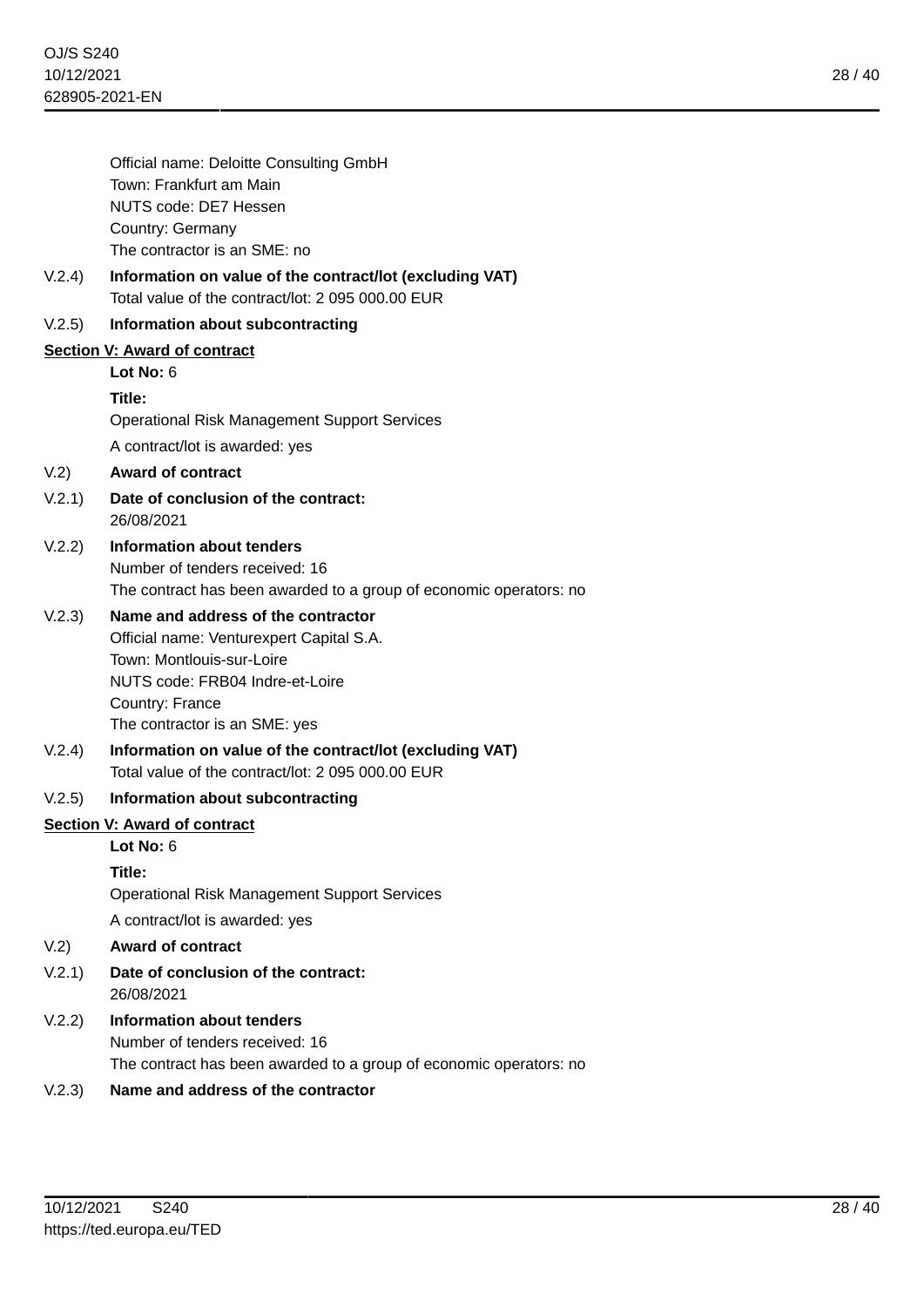Official name: Deloitte Consulting GmbH
Town: Frankfurt am Main
NUTS code: DE7 Hessen
Country: Germany
The contractor is an SME: no

V.2.4) **Information on value of the contract/lot (excluding VAT)**
Total value of the contract/lot: 2 095 000.00 EUR

V.2.5) **Information about subcontracting**

## Section V: Award of contract

**Lot No:** 6

**Title:**
Operational Risk Management Support Services

A contract/lot is awarded: yes

V.2) **Award of contract**

V.2.1) **Date of conclusion of the contract:**
26/08/2021

V.2.2) **Information about tenders**
Number of tenders received: 16
The contract has been awarded to a group of economic operators: no

V.2.3) **Name and address of the contractor**
Official name: Venturexpert Capital S.A.
Town: Montlouis-sur-Loire
NUTS code: FRB04 Indre-et-Loire
Country: France
The contractor is an SME: yes

V.2.4) **Information on value of the contract/lot (excluding VAT)**
Total value of the contract/lot: 2 095 000.00 EUR

V.2.5) **Information about subcontracting**

## Section V: Award of contract

**Lot No:** 6

**Title:**
Operational Risk Management Support Services

A contract/lot is awarded: yes

V.2) **Award of contract**

V.2.1) **Date of conclusion of the contract:**
26/08/2021

V.2.2) **Information about tenders**
Number of tenders received: 16
The contract has been awarded to a group of economic operators: no

V.2.3) **Name and address of the contractor**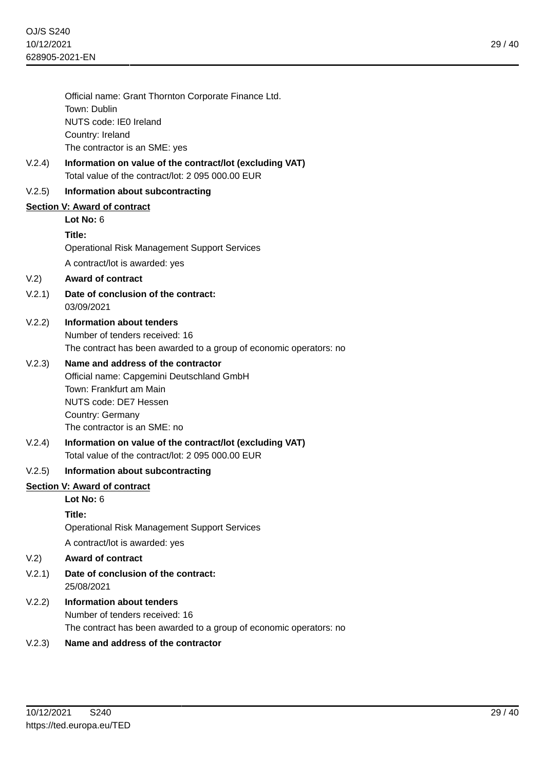Official name: Grant Thornton Corporate Finance Ltd.
Town: Dublin
NUTS code: IE0 Ireland
Country: Ireland
The contractor is an SME: yes

V.2.4) **Information on value of the contract/lot (excluding VAT)**
Total value of the contract/lot: 2 095 000.00 EUR

V.2.5) **Information about subcontracting**

## Section V: Award of contract

**Lot No:** 6

**Title:**
Operational Risk Management Support Services

A contract/lot is awarded: yes

V.2) **Award of contract**

V.2.1) **Date of conclusion of the contract:**
03/09/2021

V.2.2) **Information about tenders**
Number of tenders received: 16
The contract has been awarded to a group of economic operators: no

V.2.3) **Name and address of the contractor**
Official name: Capgemini Deutschland GmbH
Town: Frankfurt am Main
NUTS code: DE7 Hessen
Country: Germany
The contractor is an SME: no

V.2.4) **Information on value of the contract/lot (excluding VAT)**
Total value of the contract/lot: 2 095 000.00 EUR

V.2.5) **Information about subcontracting**

## Section V: Award of contract

**Lot No:** 6

**Title:**
Operational Risk Management Support Services

A contract/lot is awarded: yes

V.2) **Award of contract**

V.2.1) **Date of conclusion of the contract:**
25/08/2021

V.2.2) **Information about tenders**
Number of tenders received: 16
The contract has been awarded to a group of economic operators: no

V.2.3) **Name and address of the contractor**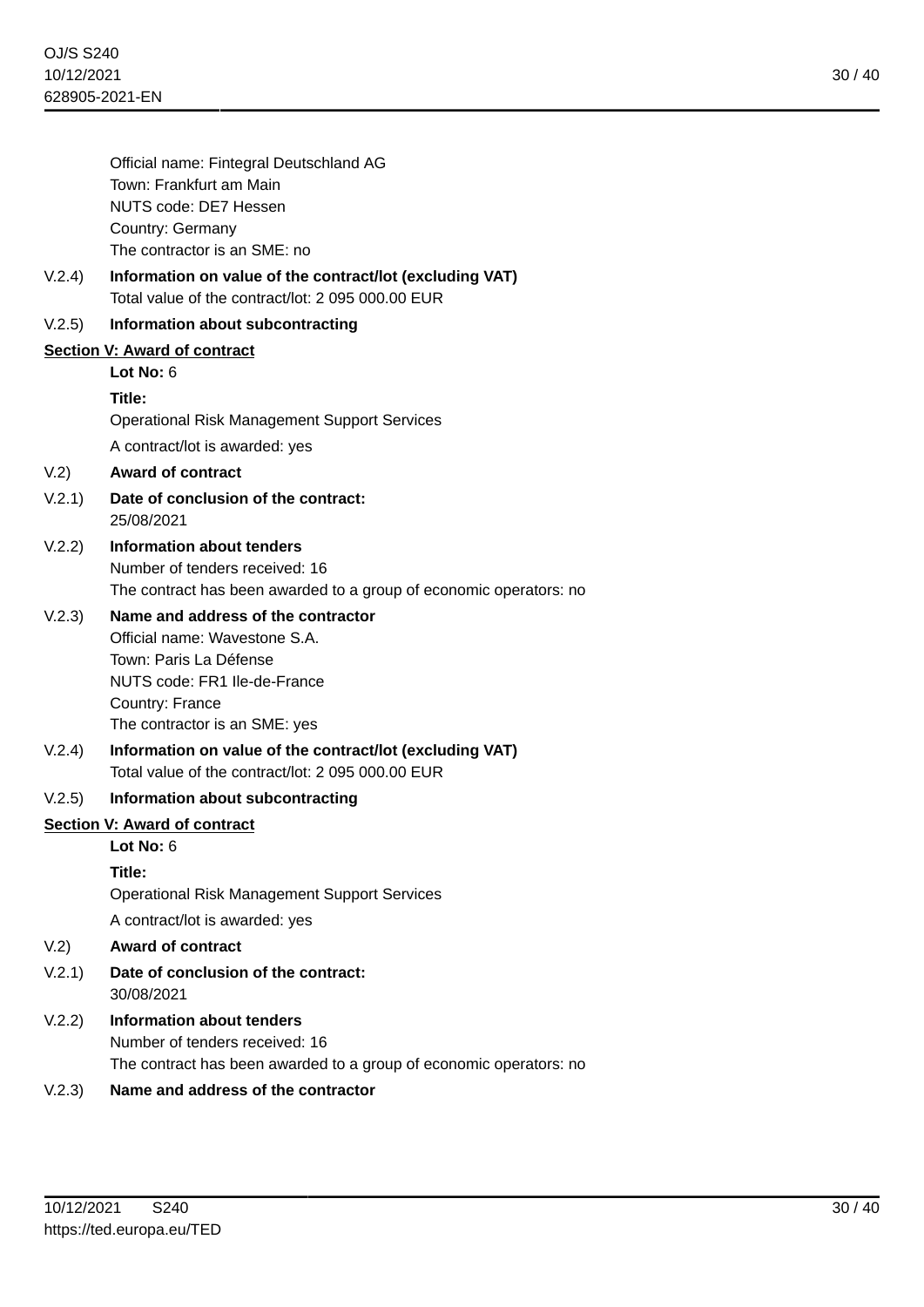Official name: Fintegral Deutschland AG
Town: Frankfurt am Main
NUTS code: DE7 Hessen
Country: Germany
The contractor is an SME: no

V.2.4) **Information on value of the contract/lot (excluding VAT)**
Total value of the contract/lot: 2 095 000.00 EUR

V.2.5) **Information about subcontracting**

## Section V: Award of contract

**Lot No:** 6

**Title:**
Operational Risk Management Support Services

A contract/lot is awarded: yes

V.2) **Award of contract**

V.2.1) **Date of conclusion of the contract:**
25/08/2021

V.2.2) **Information about tenders**
Number of tenders received: 16
The contract has been awarded to a group of economic operators: no

V.2.3) **Name and address of the contractor**
Official name: Wavestone S.A.
Town: Paris La Défense
NUTS code: FR1 Ile-de-France
Country: France
The contractor is an SME: yes

V.2.4) **Information on value of the contract/lot (excluding VAT)**
Total value of the contract/lot: 2 095 000.00 EUR

V.2.5) **Information about subcontracting**

## Section V: Award of contract

**Lot No:** 6

**Title:**
Operational Risk Management Support Services

A contract/lot is awarded: yes

V.2) **Award of contract**

V.2.1) **Date of conclusion of the contract:**
30/08/2021

V.2.2) **Information about tenders**
Number of tenders received: 16
The contract has been awarded to a group of economic operators: no

V.2.3) **Name and address of the contractor**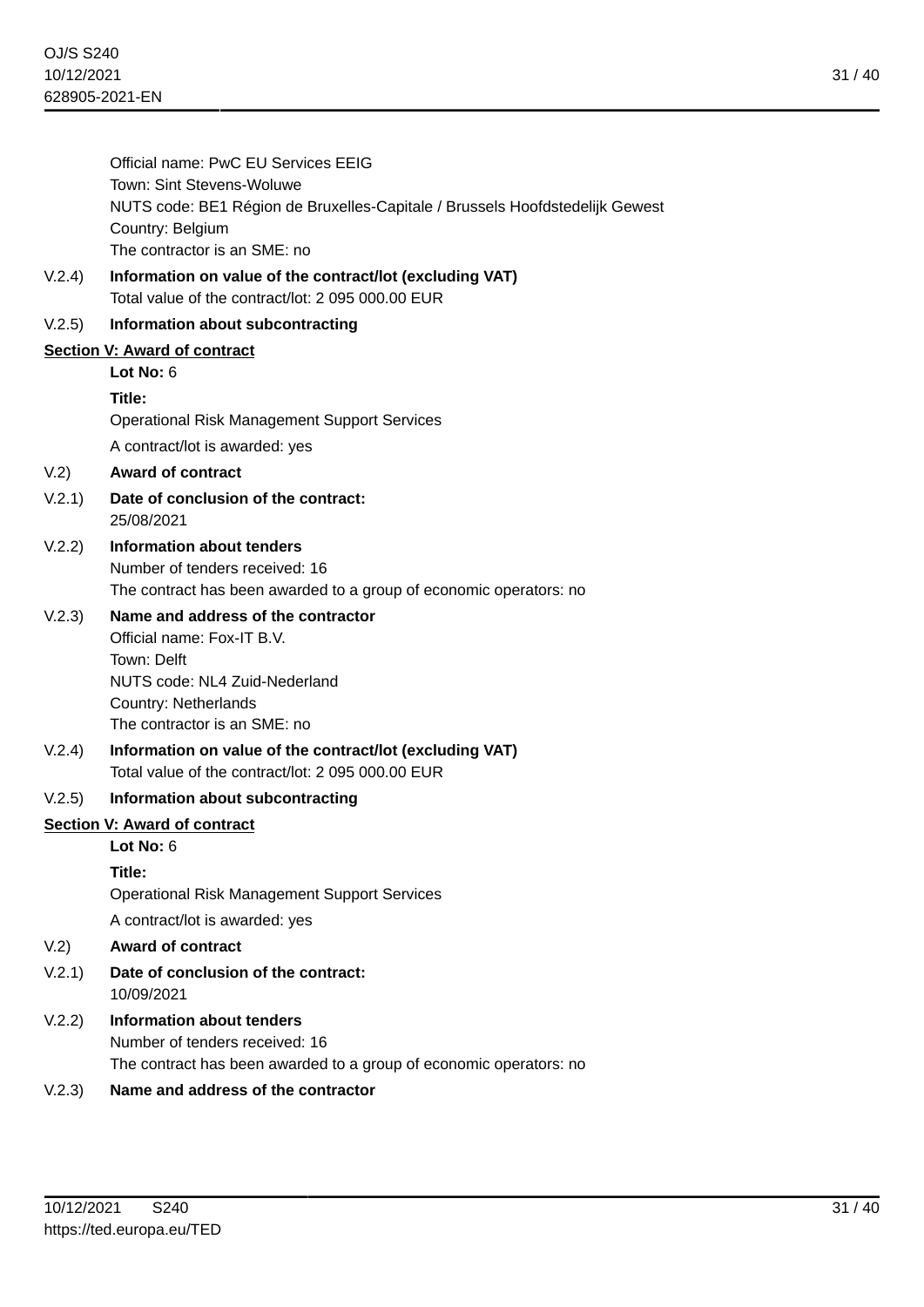Official name: PwC EU Services EEIG
Town: Sint Stevens-Woluwe
NUTS code: BE1 Région de Bruxelles-Capitale / Brussels Hoofdstedelijk Gewest
Country: Belgium
The contractor is an SME: no

V.2.4) **Information on value of the contract/lot (excluding VAT)**
Total value of the contract/lot: 2 095 000.00 EUR

V.2.5) **Information about subcontracting**

**Section V: Award of contract**

**Lot No:** 6

**Title:**
Operational Risk Management Support Services

A contract/lot is awarded: yes

V.2) **Award of contract**

V.2.1) **Date of conclusion of the contract:**
25/08/2021

V.2.2) **Information about tenders**
Number of tenders received: 16
The contract has been awarded to a group of economic operators: no

V.2.3) **Name and address of the contractor**
Official name: Fox-IT B.V.
Town: Delft
NUTS code: NL4 Zuid-Nederland
Country: Netherlands
The contractor is an SME: no

V.2.4) **Information on value of the contract/lot (excluding VAT)**
Total value of the contract/lot: 2 095 000.00 EUR

V.2.5) **Information about subcontracting**

**Section V: Award of contract**

**Lot No:** 6

**Title:**
Operational Risk Management Support Services

A contract/lot is awarded: yes

V.2) **Award of contract**

V.2.1) **Date of conclusion of the contract:**
10/09/2021

V.2.2) **Information about tenders**
Number of tenders received: 16
The contract has been awarded to a group of economic operators: no

V.2.3) **Name and address of the contractor**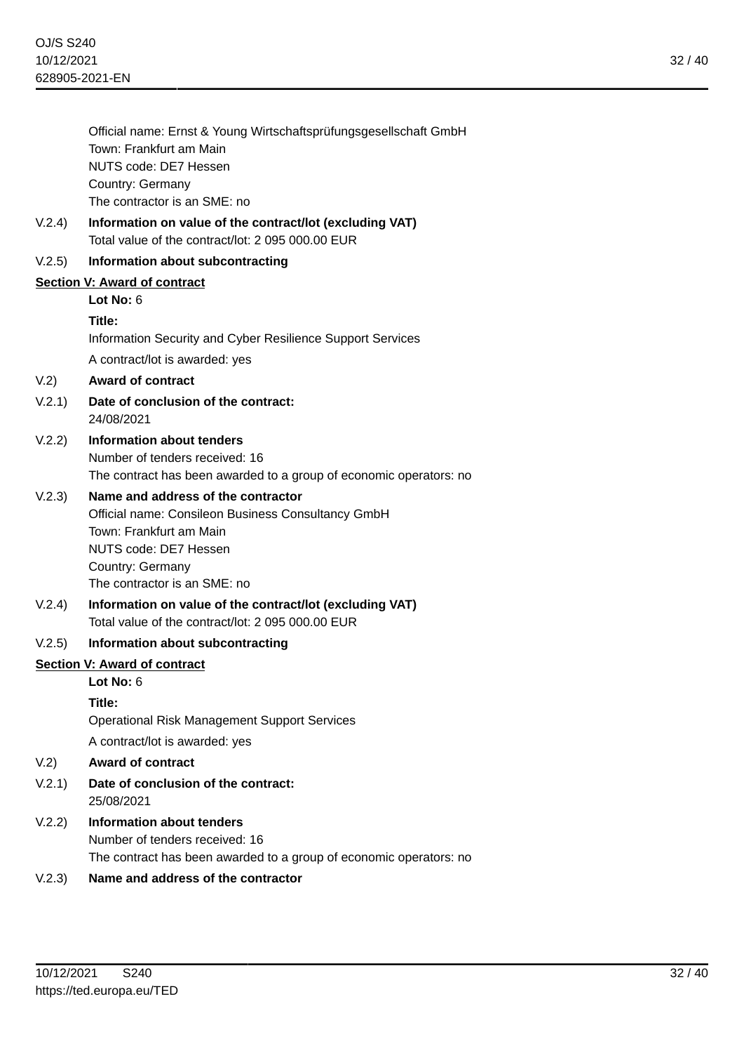Official name: Ernst & Young Wirtschaftsprüfungsgesellschaft GmbH
Town: Frankfurt am Main
NUTS code: DE7 Hessen
Country: Germany
The contractor is an SME: no

V.2.4) **Information on value of the contract/lot (excluding VAT)**
Total value of the contract/lot: 2 095 000.00 EUR

V.2.5) **Information about subcontracting**

## Section V: Award of contract

**Lot No:** 6

**Title:**
Information Security and Cyber Resilience Support Services

A contract/lot is awarded: yes

V.2) **Award of contract**

V.2.1) **Date of conclusion of the contract:**
24/08/2021

V.2.2) **Information about tenders**
Number of tenders received: 16
The contract has been awarded to a group of economic operators: no

V.2.3) **Name and address of the contractor**
Official name: Consileon Business Consultancy GmbH
Town: Frankfurt am Main
NUTS code: DE7 Hessen
Country: Germany
The contractor is an SME: no

V.2.4) **Information on value of the contract/lot (excluding VAT)**
Total value of the contract/lot: 2 095 000.00 EUR

V.2.5) **Information about subcontracting**

## Section V: Award of contract

**Lot No:** 6

**Title:**
Operational Risk Management Support Services

A contract/lot is awarded: yes

V.2) **Award of contract**

V.2.1) **Date of conclusion of the contract:**
25/08/2021

V.2.2) **Information about tenders**
Number of tenders received: 16
The contract has been awarded to a group of economic operators: no

V.2.3) **Name and address of the contractor**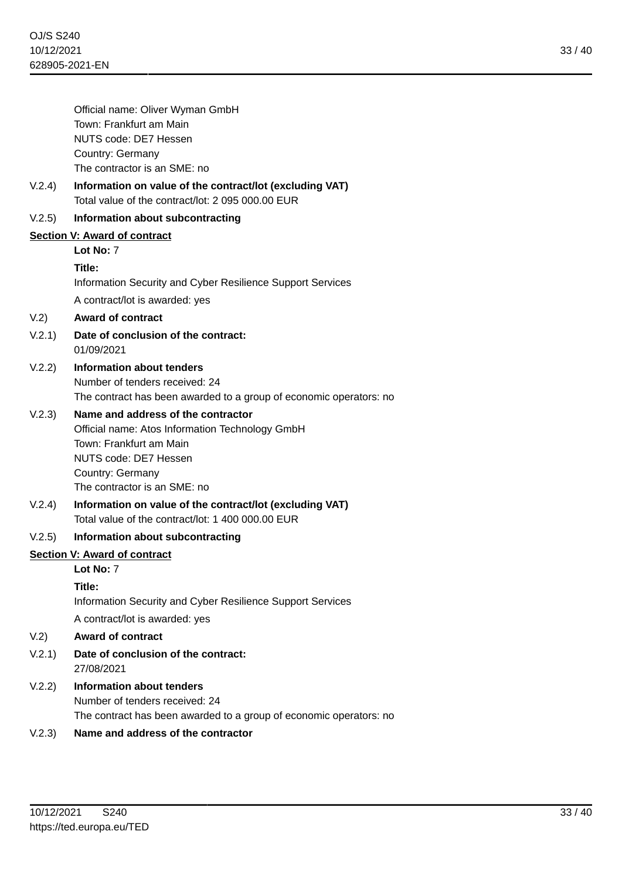Official name: Oliver Wyman GmbH
Town: Frankfurt am Main
NUTS code: DE7 Hessen
Country: Germany
The contractor is an SME: no

V.2.4) **Information on value of the contract/lot (excluding VAT)**
Total value of the contract/lot: 2 095 000.00 EUR

V.2.5) **Information about subcontracting**

**Section V: Award of contract**

**Lot No:** 7

**Title:**
Information Security and Cyber Resilience Support Services

A contract/lot is awarded: yes

V.2) **Award of contract**

V.2.1) **Date of conclusion of the contract:**
01/09/2021

V.2.2) **Information about tenders**
Number of tenders received: 24
The contract has been awarded to a group of economic operators: no

V.2.3) **Name and address of the contractor**
Official name: Atos Information Technology GmbH
Town: Frankfurt am Main
NUTS code: DE7 Hessen
Country: Germany
The contractor is an SME: no

V.2.4) **Information on value of the contract/lot (excluding VAT)**
Total value of the contract/lot: 1 400 000.00 EUR

V.2.5) **Information about subcontracting**

**Section V: Award of contract**

**Lot No:** 7

**Title:**
Information Security and Cyber Resilience Support Services

A contract/lot is awarded: yes

V.2) **Award of contract**

V.2.1) **Date of conclusion of the contract:**
27/08/2021

V.2.2) **Information about tenders**
Number of tenders received: 24
The contract has been awarded to a group of economic operators: no

V.2.3) **Name and address of the contractor**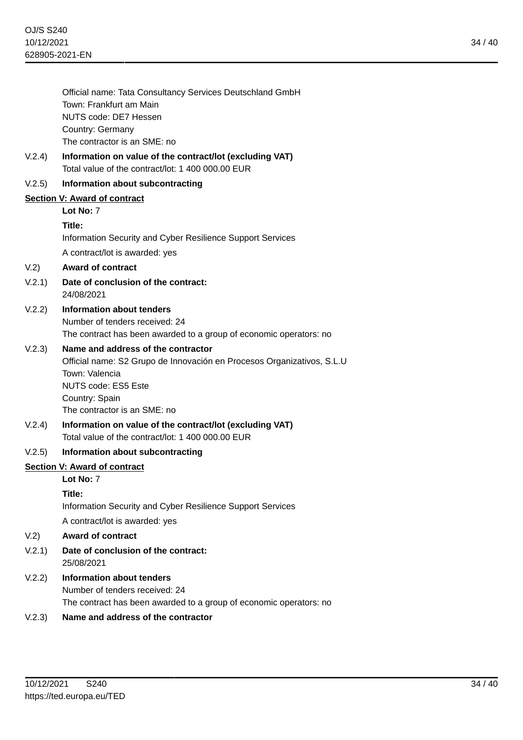Official name: Tata Consultancy Services Deutschland GmbH
Town: Frankfurt am Main
NUTS code: DE7 Hessen
Country: Germany
The contractor is an SME: no

V.2.4) **Information on value of the contract/lot (excluding VAT)**
Total value of the contract/lot: 1 400 000.00 EUR

V.2.5) **Information about subcontracting**

**Section V: Award of contract**

**Lot No:** 7

**Title:**
Information Security and Cyber Resilience Support Services

A contract/lot is awarded: yes

V.2) **Award of contract**

V.2.1) **Date of conclusion of the contract:**
24/08/2021

V.2.2) **Information about tenders**
Number of tenders received: 24
The contract has been awarded to a group of economic operators: no

V.2.3) **Name and address of the contractor**
Official name: S2 Grupo de Innovación en Procesos Organizativos, S.L.U
Town: Valencia
NUTS code: ES5 Este
Country: Spain
The contractor is an SME: no

V.2.4) **Information on value of the contract/lot (excluding VAT)**
Total value of the contract/lot: 1 400 000.00 EUR

V.2.5) **Information about subcontracting**

**Section V: Award of contract**

**Lot No:** 7

**Title:**
Information Security and Cyber Resilience Support Services

A contract/lot is awarded: yes

V.2) **Award of contract**

V.2.1) **Date of conclusion of the contract:**
25/08/2021

V.2.2) **Information about tenders**
Number of tenders received: 24
The contract has been awarded to a group of economic operators: no

V.2.3) **Name and address of the contractor**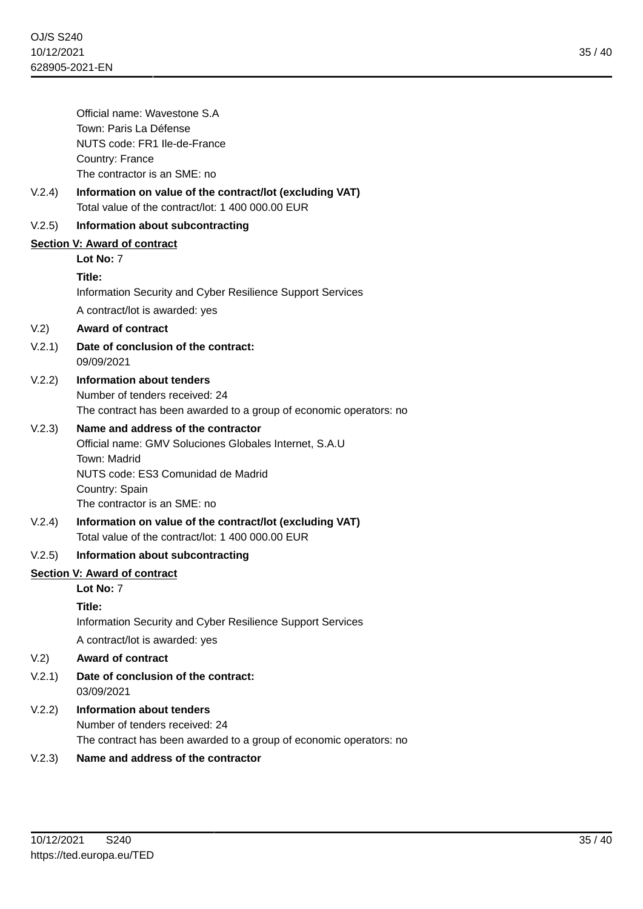Official name: Wavestone S.A
Town: Paris La Défense
NUTS code: FR1 Ile-de-France
Country: France
The contractor is an SME: no

V.2.4) **Information on value of the contract/lot (excluding VAT)**
Total value of the contract/lot: 1 400 000.00 EUR

V.2.5) **Information about subcontracting**

**Section V: Award of contract**

**Lot No:** 7

**Title:**
Information Security and Cyber Resilience Support Services

A contract/lot is awarded: yes

V.2) **Award of contract**

V.2.1) **Date of conclusion of the contract:**
09/09/2021

V.2.2) **Information about tenders**
Number of tenders received: 24
The contract has been awarded to a group of economic operators: no

V.2.3) **Name and address of the contractor**
Official name: GMV Soluciones Globales Internet, S.A.U
Town: Madrid
NUTS code: ES3 Comunidad de Madrid
Country: Spain
The contractor is an SME: no

V.2.4) **Information on value of the contract/lot (excluding VAT)**
Total value of the contract/lot: 1 400 000.00 EUR

V.2.5) **Information about subcontracting**

**Section V: Award of contract**

**Lot No:** 7

**Title:**
Information Security and Cyber Resilience Support Services

A contract/lot is awarded: yes

V.2) **Award of contract**

V.2.1) **Date of conclusion of the contract:**
03/09/2021

V.2.2) **Information about tenders**
Number of tenders received: 24
The contract has been awarded to a group of economic operators: no

V.2.3) **Name and address of the contractor**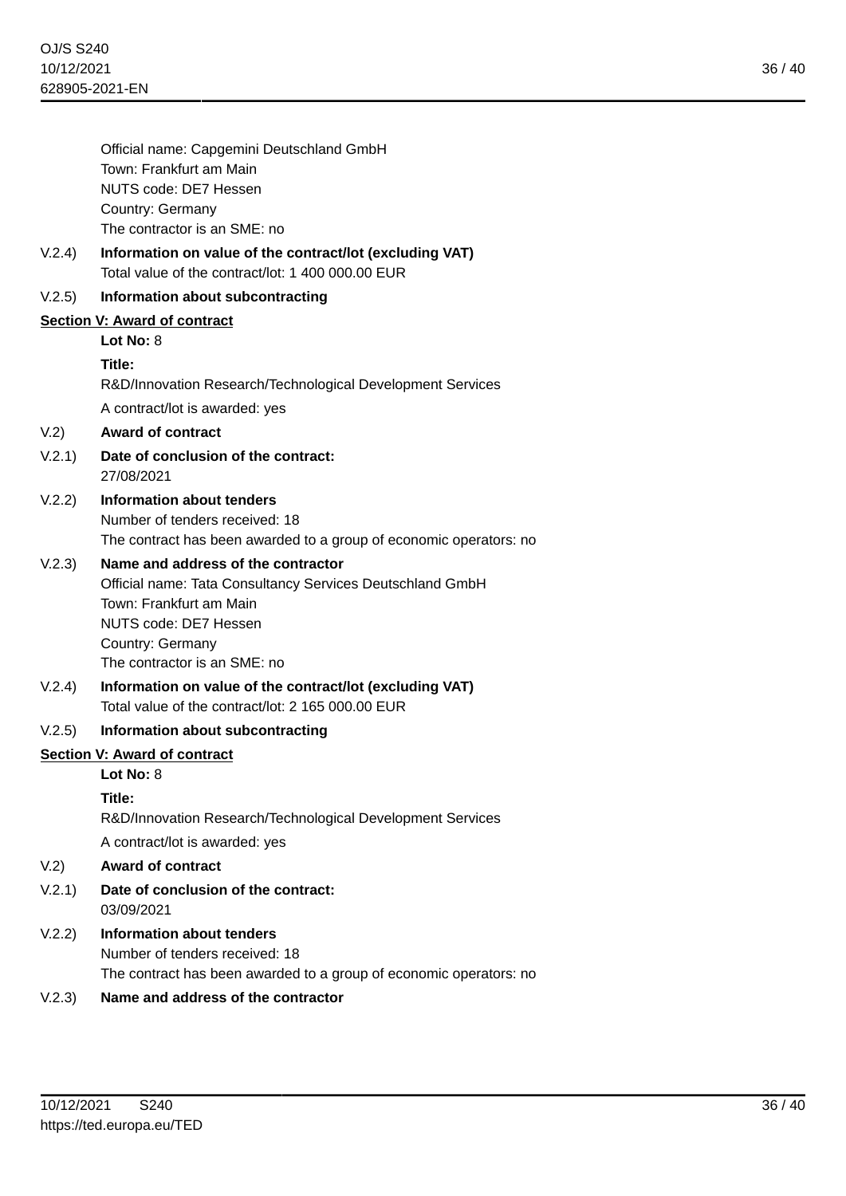Official name: Capgemini Deutschland GmbH
Town: Frankfurt am Main
NUTS code: DE7 Hessen
Country: Germany
The contractor is an SME: no

V.2.4) **Information on value of the contract/lot (excluding VAT)**
Total value of the contract/lot: 1 400 000.00 EUR

V.2.5) **Information about subcontracting**

**Section V: Award of contract**

**Lot No:** 8

**Title:**
R&D/Innovation Research/Technological Development Services

A contract/lot is awarded: yes

V.2) **Award of contract**

V.2.1) **Date of conclusion of the contract:**
27/08/2021

V.2.2) **Information about tenders**
Number of tenders received: 18
The contract has been awarded to a group of economic operators: no

V.2.3) **Name and address of the contractor**
Official name: Tata Consultancy Services Deutschland GmbH
Town: Frankfurt am Main
NUTS code: DE7 Hessen
Country: Germany
The contractor is an SME: no

V.2.4) **Information on value of the contract/lot (excluding VAT)**
Total value of the contract/lot: 2 165 000.00 EUR

V.2.5) **Information about subcontracting**

**Section V: Award of contract**

**Lot No:** 8

**Title:**
R&D/Innovation Research/Technological Development Services

A contract/lot is awarded: yes

V.2) **Award of contract**

V.2.1) **Date of conclusion of the contract:**
03/09/2021

V.2.2) **Information about tenders**
Number of tenders received: 18
The contract has been awarded to a group of economic operators: no

V.2.3) **Name and address of the contractor**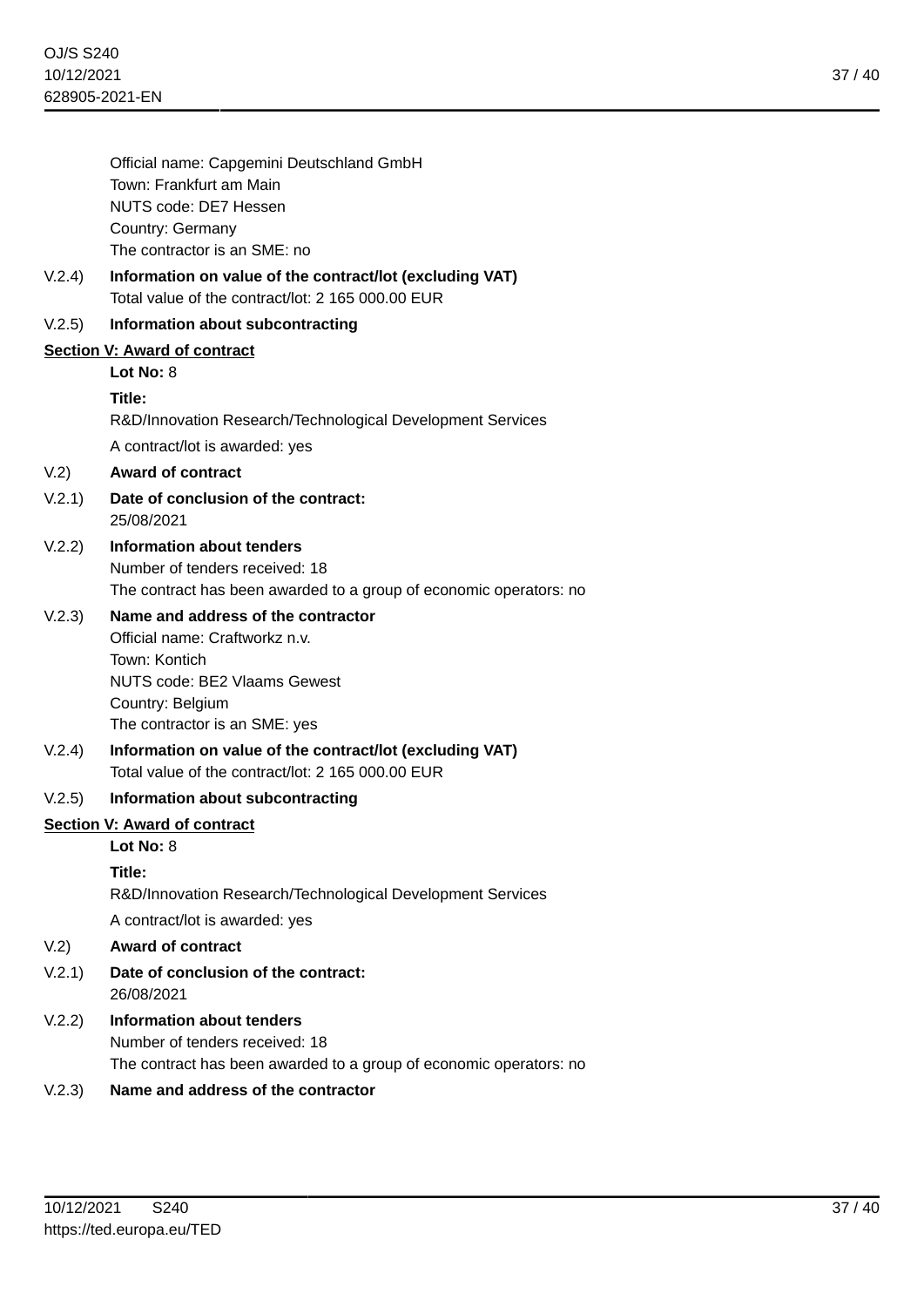Official name: Capgemini Deutschland GmbH
Town: Frankfurt am Main
NUTS code: DE7 Hessen
Country: Germany
The contractor is an SME: no

V.2.4) **Information on value of the contract/lot (excluding VAT)**
Total value of the contract/lot: 2 165 000.00 EUR

V.2.5) **Information about subcontracting**

**Section V: Award of contract**

**Lot No:** 8

**Title:**
R&D/Innovation Research/Technological Development Services

A contract/lot is awarded: yes

V.2) **Award of contract**

V.2.1) **Date of conclusion of the contract:**
25/08/2021

V.2.2) **Information about tenders**
Number of tenders received: 18
The contract has been awarded to a group of economic operators: no

V.2.3) **Name and address of the contractor**
Official name: Craftworkz n.v.
Town: Kontich
NUTS code: BE2 Vlaams Gewest
Country: Belgium
The contractor is an SME: yes

V.2.4) **Information on value of the contract/lot (excluding VAT)**
Total value of the contract/lot: 2 165 000.00 EUR

V.2.5) **Information about subcontracting**

**Section V: Award of contract**

**Lot No:** 8

**Title:**
R&D/Innovation Research/Technological Development Services

A contract/lot is awarded: yes

V.2) **Award of contract**

V.2.1) **Date of conclusion of the contract:**
26/08/2021

V.2.2) **Information about tenders**
Number of tenders received: 18
The contract has been awarded to a group of economic operators: no

V.2.3) **Name and address of the contractor**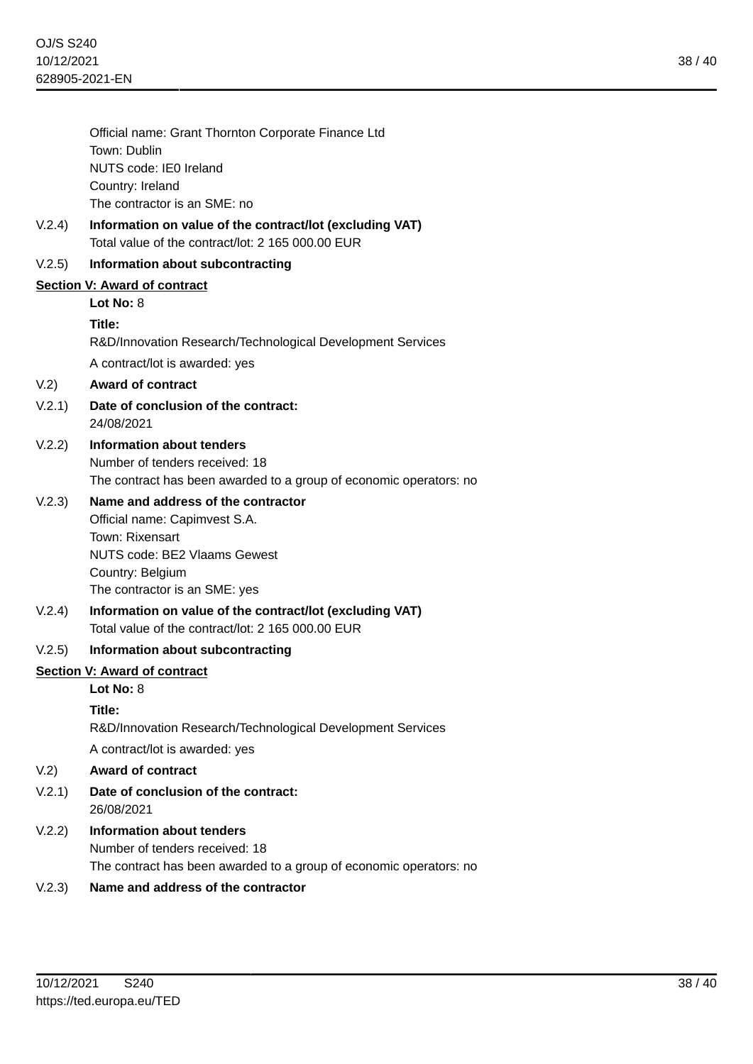Official name: Grant Thornton Corporate Finance Ltd
Town: Dublin
NUTS code: IE0 Ireland
Country: Ireland
The contractor is an SME: no

V.2.4) **Information on value of the contract/lot (excluding VAT)**
Total value of the contract/lot: 2 165 000.00 EUR

V.2.5) **Information about subcontracting**

## Section V: Award of contract

**Lot No:** 8

**Title:**
R&D/Innovation Research/Technological Development Services

A contract/lot is awarded: yes

V.2) **Award of contract**

V.2.1) **Date of conclusion of the contract:**
24/08/2021

V.2.2) **Information about tenders**
Number of tenders received: 18
The contract has been awarded to a group of economic operators: no

V.2.3) **Name and address of the contractor**
Official name: Capimvest S.A.
Town: Rixensart
NUTS code: BE2 Vlaams Gewest
Country: Belgium
The contractor is an SME: yes

V.2.4) **Information on value of the contract/lot (excluding VAT)**
Total value of the contract/lot: 2 165 000.00 EUR

V.2.5) **Information about subcontracting**

## Section V: Award of contract

**Lot No:** 8

**Title:**
R&D/Innovation Research/Technological Development Services

A contract/lot is awarded: yes

V.2) **Award of contract**

V.2.1) **Date of conclusion of the contract:**
26/08/2021

V.2.2) **Information about tenders**
Number of tenders received: 18
The contract has been awarded to a group of economic operators: no

V.2.3) **Name and address of the contractor**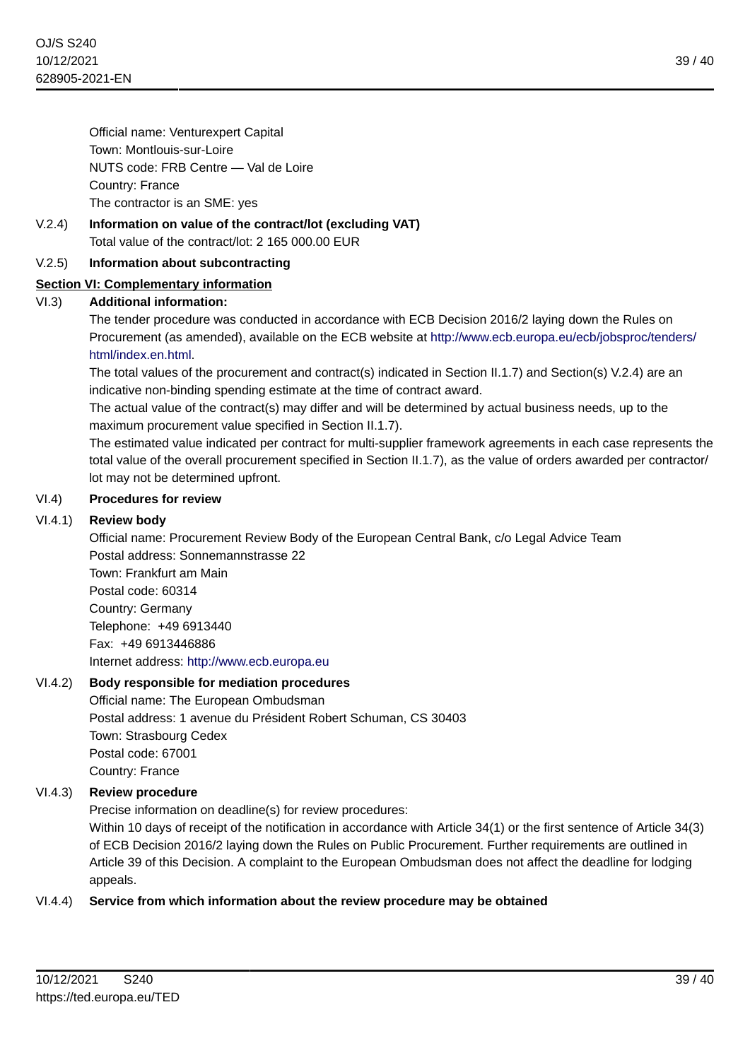Official name: Venturexpert Capital
Town: Montlouis-sur-Loire
NUTS code: FRB Centre — Val de Loire
Country: France
The contractor is an SME: yes

V.2.4) **Information on value of the contract/lot (excluding VAT)**
Total value of the contract/lot: 2 165 000.00 EUR

V.2.5) **Information about subcontracting**

## Section VI: Complementary information

VI.3) **Additional information:**

The tender procedure was conducted in accordance with ECB Decision 2016/2 laying down the Rules on Procurement (as amended), available on the ECB website at http://www.ecb.europa.eu/ecb/jobsproc/tenders/html/index.en.html.

The total values of the procurement and contract(s) indicated in Section II.1.7) and Section(s) V.2.4) are an indicative non-binding spending estimate at the time of contract award.

The actual value of the contract(s) may differ and will be determined by actual business needs, up to the maximum procurement value specified in Section II.1.7).

The estimated value indicated per contract for multi-supplier framework agreements in each case represents the total value of the overall procurement specified in Section II.1.7), as the value of orders awarded per contractor/lot may not be determined upfront.

VI.4) **Procedures for review**

VI.4.1) **Review body**

Official name: Procurement Review Body of the European Central Bank, c/o Legal Advice Team
Postal address: Sonnemannstrasse 22
Town: Frankfurt am Main
Postal code: 60314
Country: Germany
Telephone: +49 6913440
Fax: +49 6913446886
Internet address: http://www.ecb.europa.eu

VI.4.2) **Body responsible for mediation procedures**

Official name: The European Ombudsman
Postal address: 1 avenue du Président Robert Schuman, CS 30403
Town: Strasbourg Cedex
Postal code: 67001
Country: France

VI.4.3) **Review procedure**

Precise information on deadline(s) for review procedures:
Within 10 days of receipt of the notification in accordance with Article 34(1) or the first sentence of Article 34(3) of ECB Decision 2016/2 laying down the Rules on Public Procurement. Further requirements are outlined in Article 39 of this Decision. A complaint to the European Ombudsman does not affect the deadline for lodging appeals.

VI.4.4) **Service from which information about the review procedure may be obtained**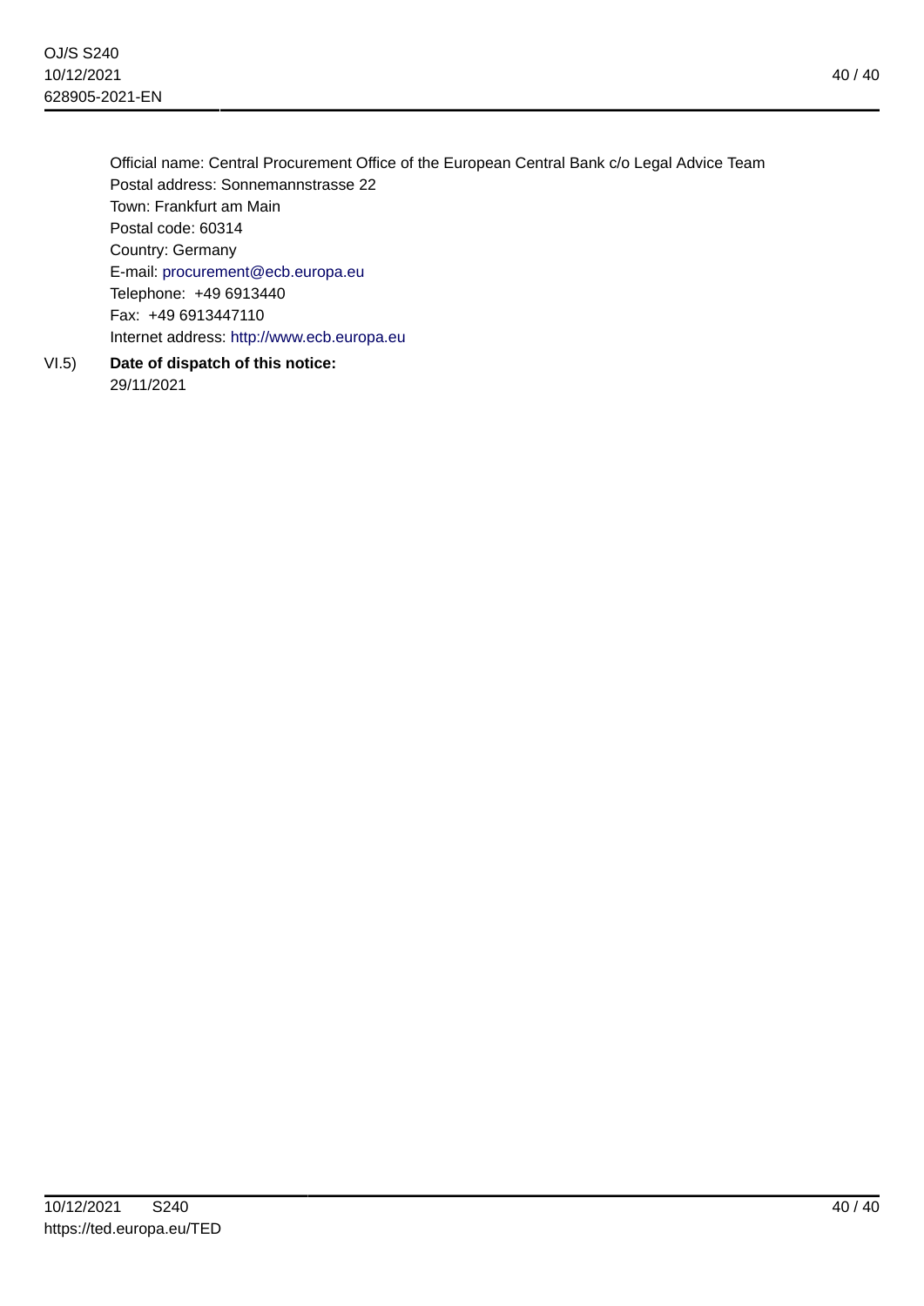Official name: Central Procurement Office of the European Central Bank c/o Legal Advice Team
Postal address: Sonnemannstrasse 22
Town: Frankfurt am Main
Postal code: 60314
Country: Germany
E-mail: procurement@ecb.europa.eu
Telephone: +49 6913440
Fax: +49 6913447110
Internet address: http://www.ecb.europa.eu

VI.5) **Date of dispatch of this notice:**
29/11/2021